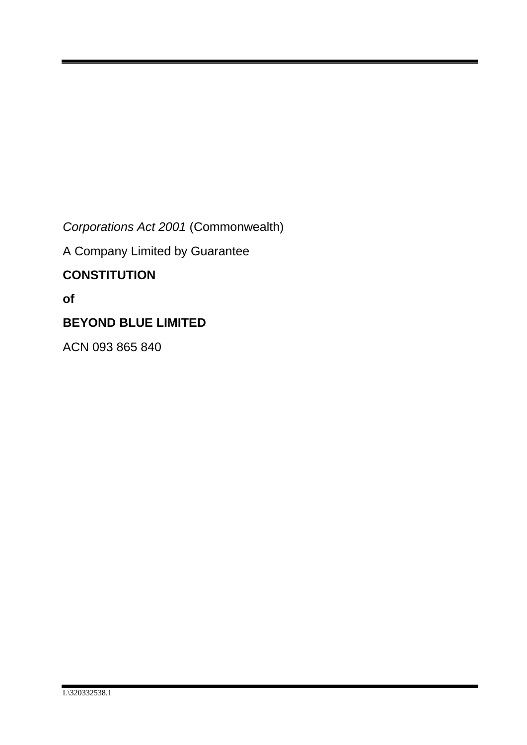*Corporations Act 2001* (Commonwealth)

A Company Limited by Guarantee

**CONSTITUTION**

**of**

**BEYOND BLUE LIMITED**

ACN 093 865 840

L\320332538.1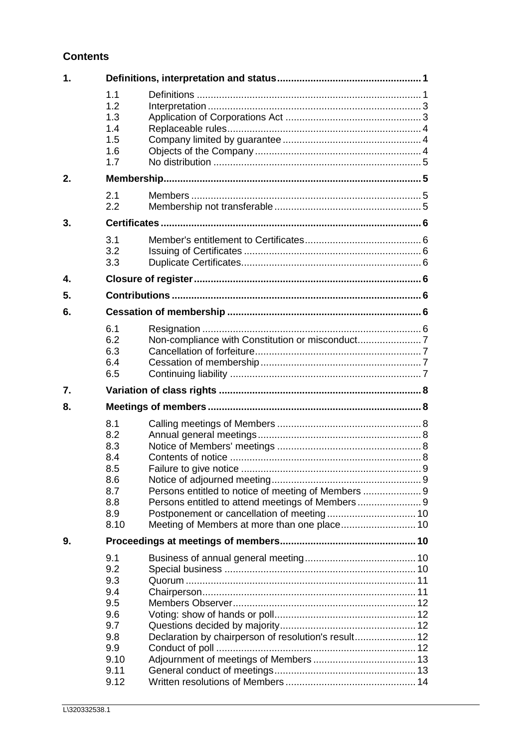## Contents

| | | | |
|---|---|---|---|
| **1.** | **Definitions, interpretation and status** | | **1** |
| | 1.1 | Definitions | 1 |
| | 1.2 | Interpretation | 3 |
| | 1.3 | Application of Corporations Act | 3 |
| | 1.4 | Replaceable rules | 4 |
| | 1.5 | Company limited by guarantee | 4 |
| | 1.6 | Objects of the Company | 4 |
| | 1.7 | No distribution | 5 |
| **2.** | **Membership** | | **5** |
| | 2.1 | Members | 5 |
| | 2.2 | Membership not transferable | 5 |
| **3.** | **Certificates** | | **6** |
| | 3.1 | Member's entitlement to Certificates | 6 |
| | 3.2 | Issuing of Certificates | 6 |
| | 3.3 | Duplicate Certificates | 6 |
| **4.** | **Closure of register** | | **6** |
| **5.** | **Contributions** | | **6** |
| **6.** | **Cessation of membership** | | **6** |
| | 6.1 | Resignation | 6 |
| | 6.2 | Non-compliance with Constitution or misconduct | 7 |
| | 6.3 | Cancellation of forfeiture | 7 |
| | 6.4 | Cessation of membership | 7 |
| | 6.5 | Continuing liability | 7 |
| **7.** | **Variation of class rights** | | **8** |
| **8.** | **Meetings of members** | | **8** |
| | 8.1 | Calling meetings of Members | 8 |
| | 8.2 | Annual general meetings | 8 |
| | 8.3 | Notice of Members' meetings | 8 |
| | 8.4 | Contents of notice | 8 |
| | 8.5 | Failure to give notice | 9 |
| | 8.6 | Notice of adjourned meeting | 9 |
| | 8.7 | Persons entitled to notice of meeting of Members | 9 |
| | 8.8 | Persons entitled to attend meetings of Members | 9 |
| | 8.9 | Postponement or cancellation of meeting | 10 |
| | 8.10 | Meeting of Members at more than one place | 10 |
| **9.** | **Proceedings at meetings of members** | | **10** |
| | 9.1 | Business of annual general meeting | 10 |
| | 9.2 | Special business | 10 |
| | 9.3 | Quorum | 11 |
| | 9.4 | Chairperson | 11 |
| | 9.5 | Members Observer | 12 |
| | 9.6 | Voting: show of hands or poll | 12 |
| | 9.7 | Questions decided by majority | 12 |
| | 9.8 | Declaration by chairperson of resolution's result | 12 |
| | 9.9 | Conduct of poll | 12 |
| | 9.10 | Adjournment of meetings of Members | 13 |
| | 9.11 | General conduct of meetings | 13 |
| | 9.12 | Written resolutions of Members | 14 |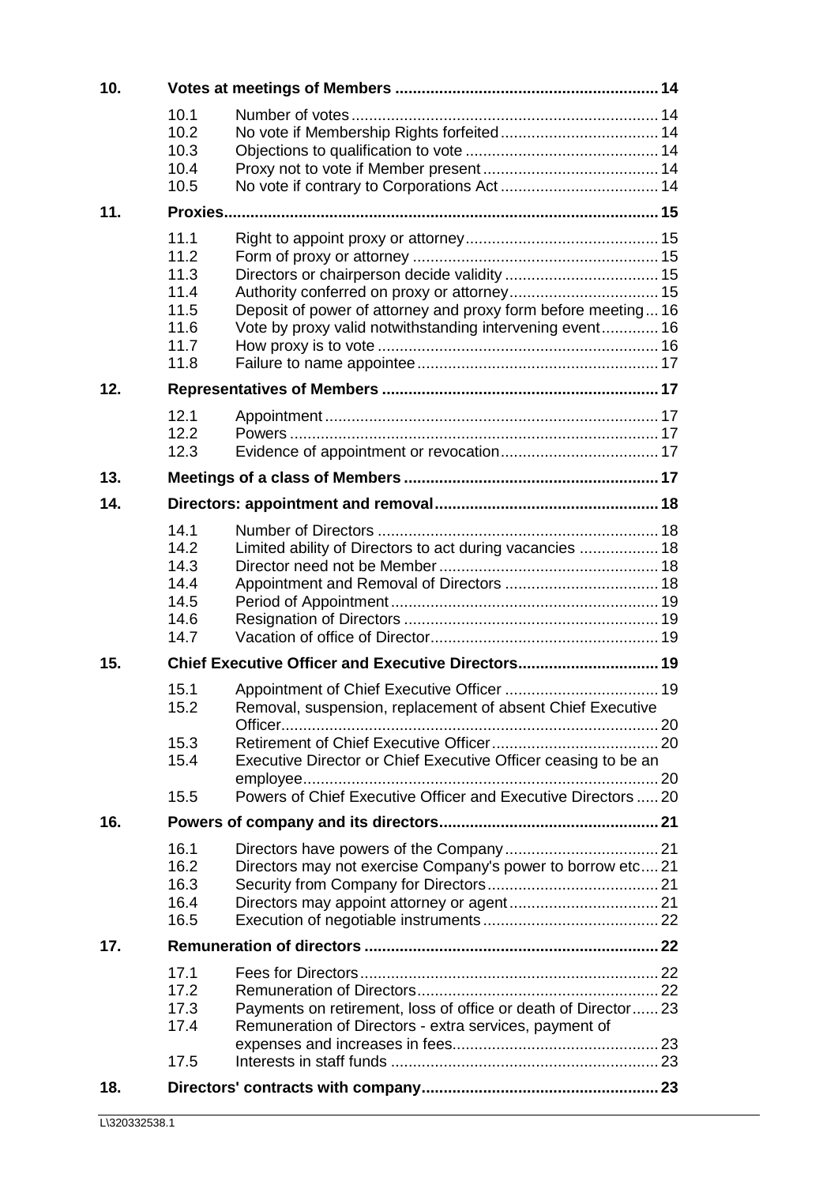| | | |
|---|---|---|
| **10.** | **Votes at meetings of Members** | **14** |
| 10.1 | Number of votes | 14 |
| 10.2 | No vote if Membership Rights forfeited | 14 |
| 10.3 | Objections to qualification to vote | 14 |
| 10.4 | Proxy not to vote if Member present | 14 |
| 10.5 | No vote if contrary to Corporations Act | 14 |
| **11.** | **Proxies** | **15** |
| 11.1 | Right to appoint proxy or attorney | 15 |
| 11.2 | Form of proxy or attorney | 15 |
| 11.3 | Directors or chairperson decide validity | 15 |
| 11.4 | Authority conferred on proxy or attorney | 15 |
| 11.5 | Deposit of power of attorney and proxy form before meeting | 16 |
| 11.6 | Vote by proxy valid notwithstanding intervening event | 16 |
| 11.7 | How proxy is to vote | 16 |
| 11.8 | Failure to name appointee | 17 |
| **12.** | **Representatives of Members** | **17** |
| 12.1 | Appointment | 17 |
| 12.2 | Powers | 17 |
| 12.3 | Evidence of appointment or revocation | 17 |
| **13.** | **Meetings of a class of Members** | **17** |
| **14.** | **Directors: appointment and removal** | **18** |
| 14.1 | Number of Directors | 18 |
| 14.2 | Limited ability of Directors to act during vacancies | 18 |
| 14.3 | Director need not be Member | 18 |
| 14.4 | Appointment and Removal of Directors | 18 |
| 14.5 | Period of Appointment | 19 |
| 14.6 | Resignation of Directors | 19 |
| 14.7 | Vacation of office of Director | 19 |
| **15.** | **Chief Executive Officer and Executive Directors** | **19** |
| 15.1 | Appointment of Chief Executive Officer | 19 |
| 15.2 | Removal, suspension, replacement of absent Chief Executive Officer | 20 |
| 15.3 | Retirement of Chief Executive Officer | 20 |
| 15.4 | Executive Director or Chief Executive Officer ceasing to be an employee | 20 |
| 15.5 | Powers of Chief Executive Officer and Executive Directors | 20 |
| **16.** | **Powers of company and its directors** | **21** |
| 16.1 | Directors have powers of the Company | 21 |
| 16.2 | Directors may not exercise Company's power to borrow etc | 21 |
| 16.3 | Security from Company for Directors | 21 |
| 16.4 | Directors may appoint attorney or agent | 21 |
| 16.5 | Execution of negotiable instruments | 22 |
| **17.** | **Remuneration of directors** | **22** |
| 17.1 | Fees for Directors | 22 |
| 17.2 | Remuneration of Directors | 22 |
| 17.3 | Payments on retirement, loss of office or death of Director | 23 |
| 17.4 | Remuneration of Directors - extra services, payment of expenses and increases in fees | 23 |
| 17.5 | Interests in staff funds | 23 |
| **18.** | **Directors' contracts with company** | **23** |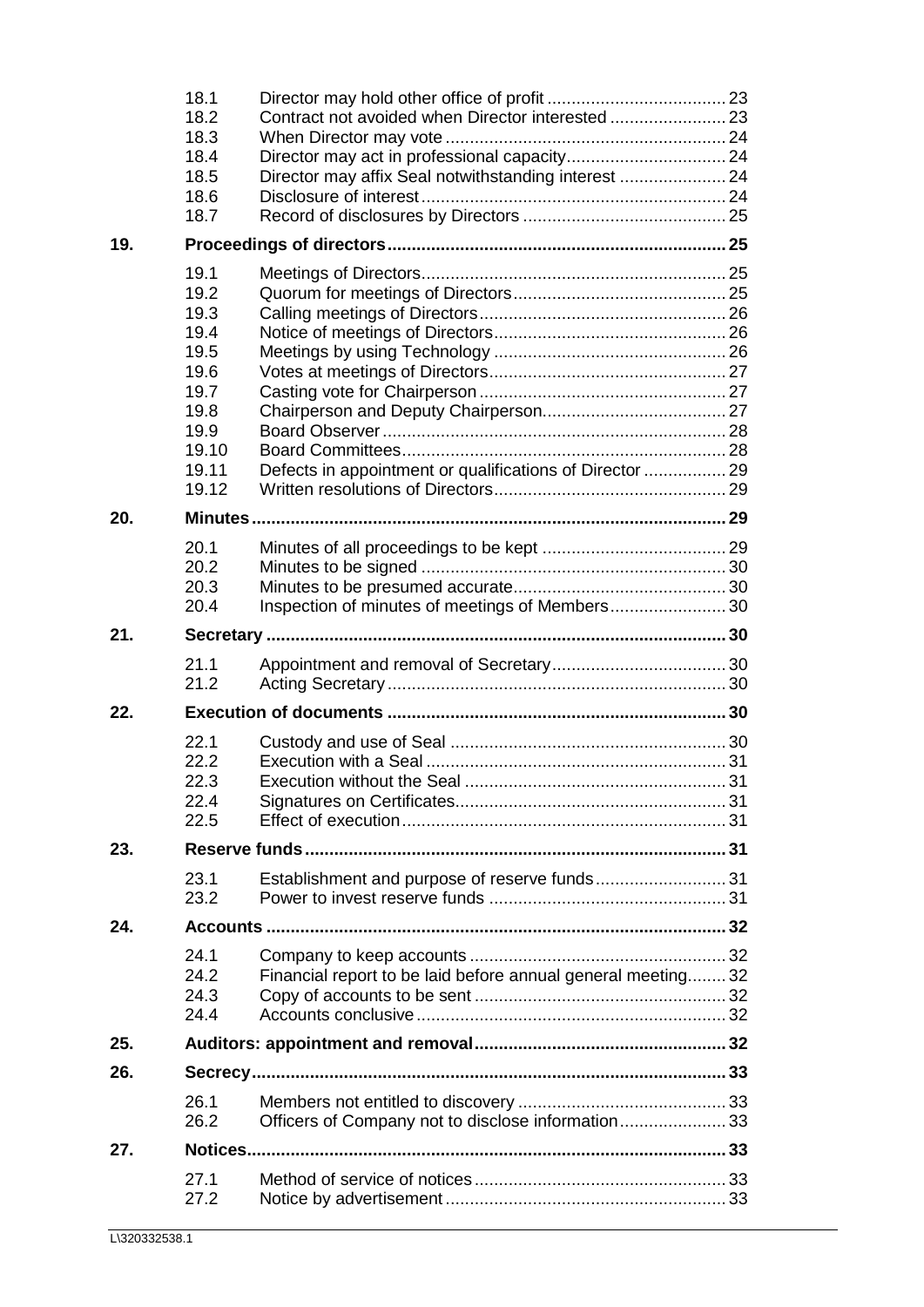| | | | |
|---|---|---|---|
| | 18.1 | Director may hold other office of profit | 23 |
| | 18.2 | Contract not avoided when Director interested | 23 |
| | 18.3 | When Director may vote | 24 |
| | 18.4 | Director may act in professional capacity | 24 |
| | 18.5 | Director may affix Seal notwithstanding interest | 24 |
| | 18.6 | Disclosure of interest | 24 |
| | 18.7 | Record of disclosures by Directors | 25 |
| **19.** | **Proceedings of directors** | | **25** |
| | 19.1 | Meetings of Directors | 25 |
| | 19.2 | Quorum for meetings of Directors | 25 |
| | 19.3 | Calling meetings of Directors | 26 |
| | 19.4 | Notice of meetings of Directors | 26 |
| | 19.5 | Meetings by using Technology | 26 |
| | 19.6 | Votes at meetings of Directors | 27 |
| | 19.7 | Casting vote for Chairperson | 27 |
| | 19.8 | Chairperson and Deputy Chairperson | 27 |
| | 19.9 | Board Observer | 28 |
| | 19.10 | Board Committees | 28 |
| | 19.11 | Defects in appointment or qualifications of Director | 29 |
| | 19.12 | Written resolutions of Directors | 29 |
| **20.** | **Minutes** | | **29** |
| | 20.1 | Minutes of all proceedings to be kept | 29 |
| | 20.2 | Minutes to be signed | 30 |
| | 20.3 | Minutes to be presumed accurate | 30 |
| | 20.4 | Inspection of minutes of meetings of Members | 30 |
| **21.** | **Secretary** | | **30** |
| | 21.1 | Appointment and removal of Secretary | 30 |
| | 21.2 | Acting Secretary | 30 |
| **22.** | **Execution of documents** | | **30** |
| | 22.1 | Custody and use of Seal | 30 |
| | 22.2 | Execution with a Seal | 31 |
| | 22.3 | Execution without the Seal | 31 |
| | 22.4 | Signatures on Certificates | 31 |
| | 22.5 | Effect of execution | 31 |
| **23.** | **Reserve funds** | | **31** |
| | 23.1 | Establishment and purpose of reserve funds | 31 |
| | 23.2 | Power to invest reserve funds | 31 |
| **24.** | **Accounts** | | **32** |
| | 24.1 | Company to keep accounts | 32 |
| | 24.2 | Financial report to be laid before annual general meeting | 32 |
| | 24.3 | Copy of accounts to be sent | 32 |
| | 24.4 | Accounts conclusive | 32 |
| **25.** | **Auditors: appointment and removal** | | **32** |
| **26.** | **Secrecy** | | **33** |
| | 26.1 | Members not entitled to discovery | 33 |
| | 26.2 | Officers of Company not to disclose information | 33 |
| **27.** | **Notices** | | **33** |
| | 27.1 | Method of service of notices | 33 |
| | 27.2 | Notice by advertisement | 33 |

L\320332538.1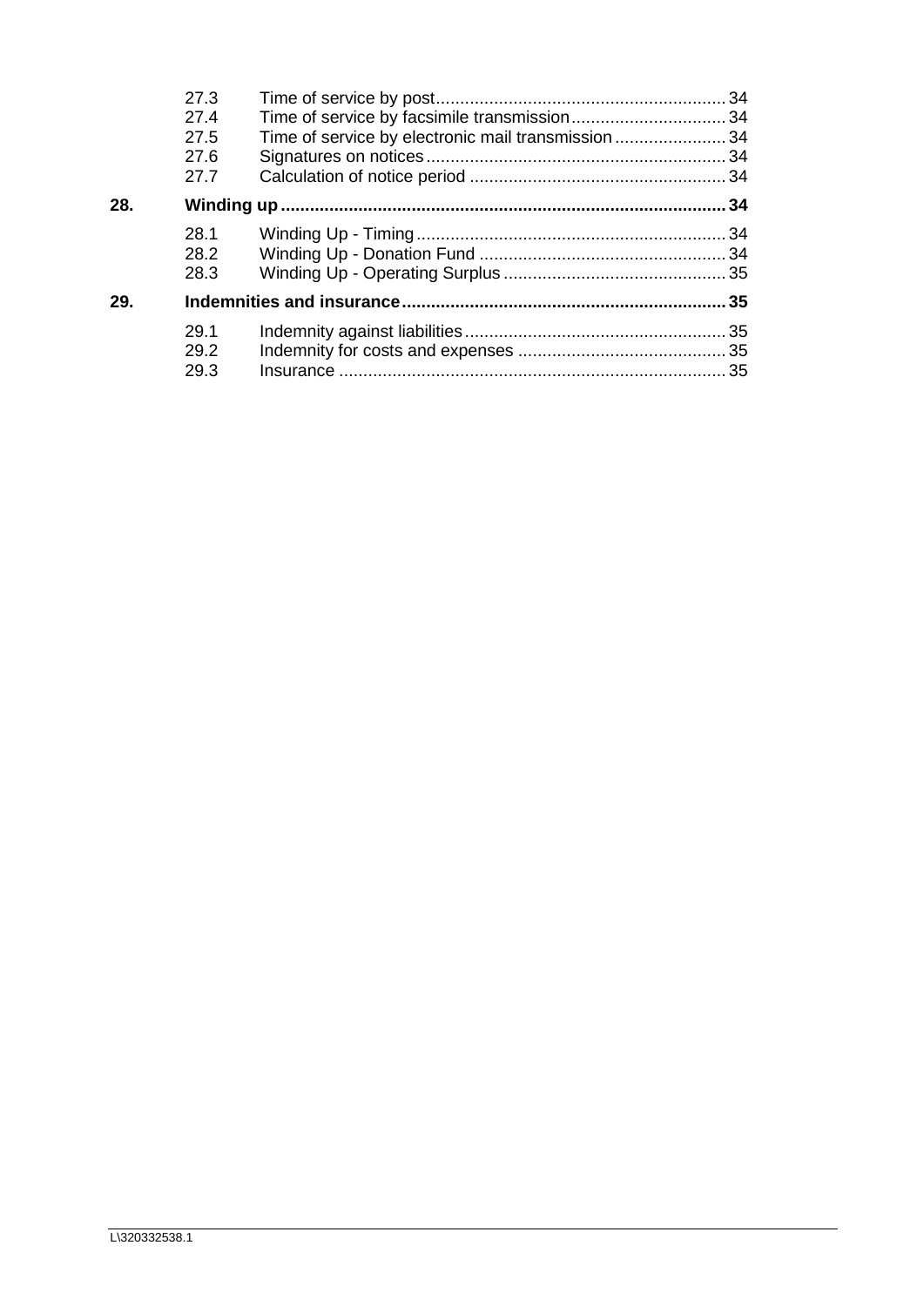| | | |
|---|---|---|
| 27.3 | Time of service by post | 34 |
| 27.4 | Time of service by facsimile transmission | 34 |
| 27.5 | Time of service by electronic mail transmission | 34 |
| 27.6 | Signatures on notices | 34 |
| 27.7 | Calculation of notice period | 34 |

**28. Winding up ........ 34**

| | | |
|---|---|---|
| 28.1 | Winding Up - Timing | 34 |
| 28.2 | Winding Up - Donation Fund | 34 |
| 28.3 | Winding Up - Operating Surplus | 35 |

**29. Indemnities and insurance ........ 35**

| | | |
|---|---|---|
| 29.1 | Indemnity against liabilities | 35 |
| 29.2 | Indemnity for costs and expenses | 35 |
| 29.3 | Insurance | 35 |

L\320332538.1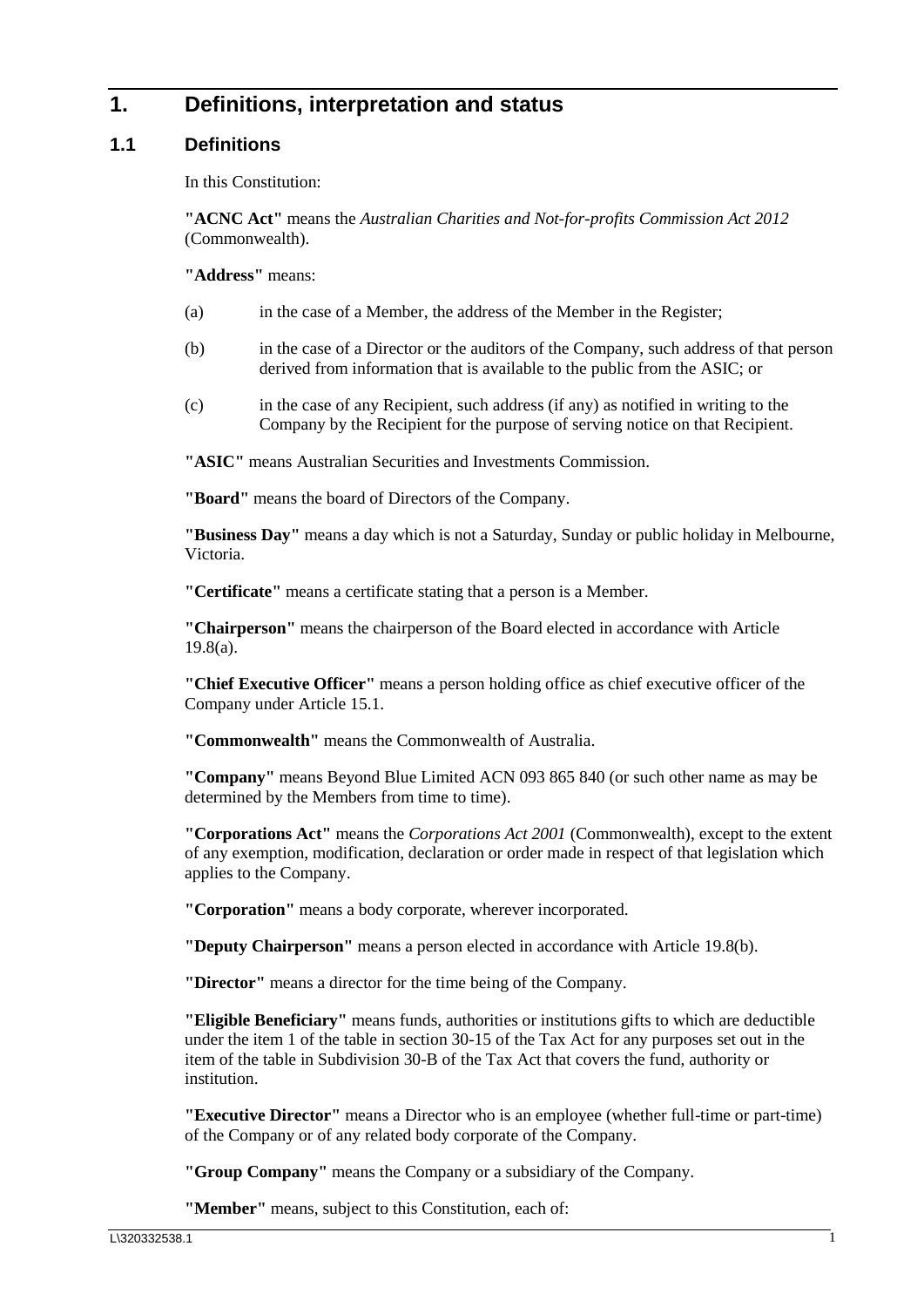# 1. Definitions, interpretation and status

## 1.1 Definitions

In this Constitution:

**"ACNC Act"** means the *Australian Charities and Not-for-profits Commission Act 2012* (Commonwealth).

**"Address"** means:

(a) in the case of a Member, the address of the Member in the Register;

(b) in the case of a Director or the auditors of the Company, such address of that person derived from information that is available to the public from the ASIC; or

(c) in the case of any Recipient, such address (if any) as notified in writing to the Company by the Recipient for the purpose of serving notice on that Recipient.

**"ASIC"** means Australian Securities and Investments Commission.

**"Board"** means the board of Directors of the Company.

**"Business Day"** means a day which is not a Saturday, Sunday or public holiday in Melbourne, Victoria.

**"Certificate"** means a certificate stating that a person is a Member.

**"Chairperson"** means the chairperson of the Board elected in accordance with Article 19.8(a).

**"Chief Executive Officer"** means a person holding office as chief executive officer of the Company under Article 15.1.

**"Commonwealth"** means the Commonwealth of Australia.

**"Company"** means Beyond Blue Limited ACN 093 865 840 (or such other name as may be determined by the Members from time to time).

**"Corporations Act"** means the *Corporations Act 2001* (Commonwealth), except to the extent of any exemption, modification, declaration or order made in respect of that legislation which applies to the Company.

**"Corporation"** means a body corporate, wherever incorporated.

**"Deputy Chairperson"** means a person elected in accordance with Article 19.8(b).

**"Director"** means a director for the time being of the Company.

**"Eligible Beneficiary"** means funds, authorities or institutions gifts to which are deductible under the item 1 of the table in section 30-15 of the Tax Act for any purposes set out in the item of the table in Subdivision 30-B of the Tax Act that covers the fund, authority or institution.

**"Executive Director"** means a Director who is an employee (whether full-time or part-time) of the Company or of any related body corporate of the Company.

**"Group Company"** means the Company or a subsidiary of the Company.

**"Member"** means, subject to this Constitution, each of: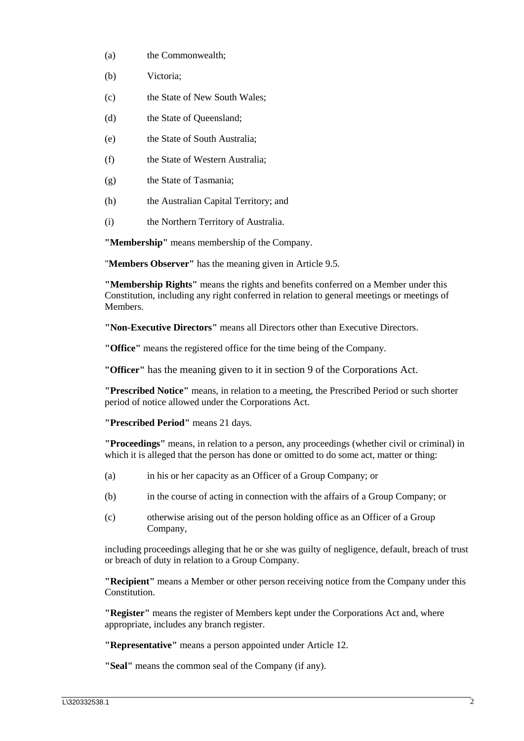(a) the Commonwealth;

(b) Victoria;

(c) the State of New South Wales;

(d) the State of Queensland;

(e) the State of South Australia;

(f) the State of Western Australia;

(g) the State of Tasmania;

(h) the Australian Capital Territory; and

(i) the Northern Territory of Australia.

**"Membership"** means membership of the Company.

"**Members Observer"** has the meaning given in Article 9.5.

**"Membership Rights"** means the rights and benefits conferred on a Member under this Constitution, including any right conferred in relation to general meetings or meetings of Members.

**"Non-Executive Directors"** means all Directors other than Executive Directors.

**"Office"** means the registered office for the time being of the Company.

**"Officer"** has the meaning given to it in section 9 of the Corporations Act.

**"Prescribed Notice"** means, in relation to a meeting, the Prescribed Period or such shorter period of notice allowed under the Corporations Act.

**"Prescribed Period"** means 21 days.

**"Proceedings"** means, in relation to a person, any proceedings (whether civil or criminal) in which it is alleged that the person has done or omitted to do some act, matter or thing:

(a) in his or her capacity as an Officer of a Group Company; or

(b) in the course of acting in connection with the affairs of a Group Company; or

(c) otherwise arising out of the person holding office as an Officer of a Group Company,

including proceedings alleging that he or she was guilty of negligence, default, breach of trust or breach of duty in relation to a Group Company.

**"Recipient"** means a Member or other person receiving notice from the Company under this Constitution.

**"Register"** means the register of Members kept under the Corporations Act and, where appropriate, includes any branch register.

**"Representative"** means a person appointed under Article 12.

**"Seal"** means the common seal of the Company (if any).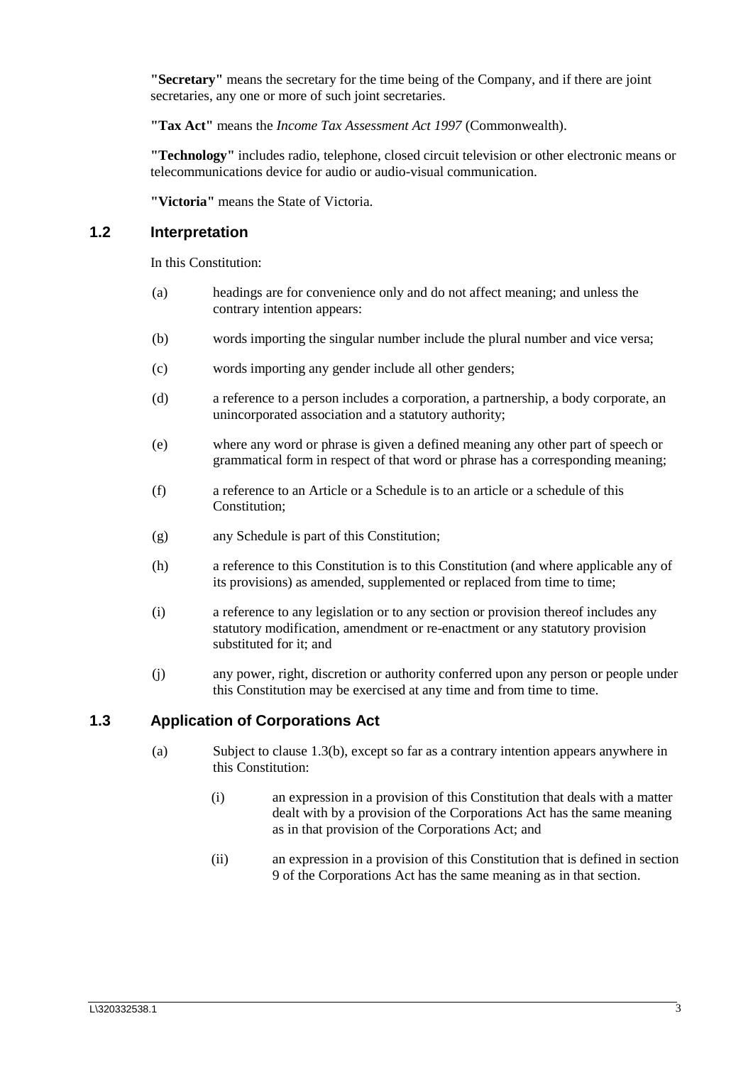**"Secretary"** means the secretary for the time being of the Company, and if there are joint secretaries, any one or more of such joint secretaries.

**"Tax Act"** means the *Income Tax Assessment Act 1997* (Commonwealth).

**"Technology"** includes radio, telephone, closed circuit television or other electronic means or telecommunications device for audio or audio-visual communication.

**"Victoria"** means the State of Victoria.

## 1.2 Interpretation

In this Constitution:

(a) headings are for convenience only and do not affect meaning; and unless the contrary intention appears:

(b) words importing the singular number include the plural number and vice versa;

(c) words importing any gender include all other genders;

(d) a reference to a person includes a corporation, a partnership, a body corporate, an unincorporated association and a statutory authority;

(e) where any word or phrase is given a defined meaning any other part of speech or grammatical form in respect of that word or phrase has a corresponding meaning;

(f) a reference to an Article or a Schedule is to an article or a schedule of this Constitution;

(g) any Schedule is part of this Constitution;

(h) a reference to this Constitution is to this Constitution (and where applicable any of its provisions) as amended, supplemented or replaced from time to time;

(i) a reference to any legislation or to any section or provision thereof includes any statutory modification, amendment or re-enactment or any statutory provision substituted for it; and

(j) any power, right, discretion or authority conferred upon any person or people under this Constitution may be exercised at any time and from time to time.

## 1.3 Application of Corporations Act

(a) Subject to clause 1.3(b), except so far as a contrary intention appears anywhere in this Constitution:

  (i) an expression in a provision of this Constitution that deals with a matter dealt with by a provision of the Corporations Act has the same meaning as in that provision of the Corporations Act; and

  (ii) an expression in a provision of this Constitution that is defined in section 9 of the Corporations Act has the same meaning as in that section.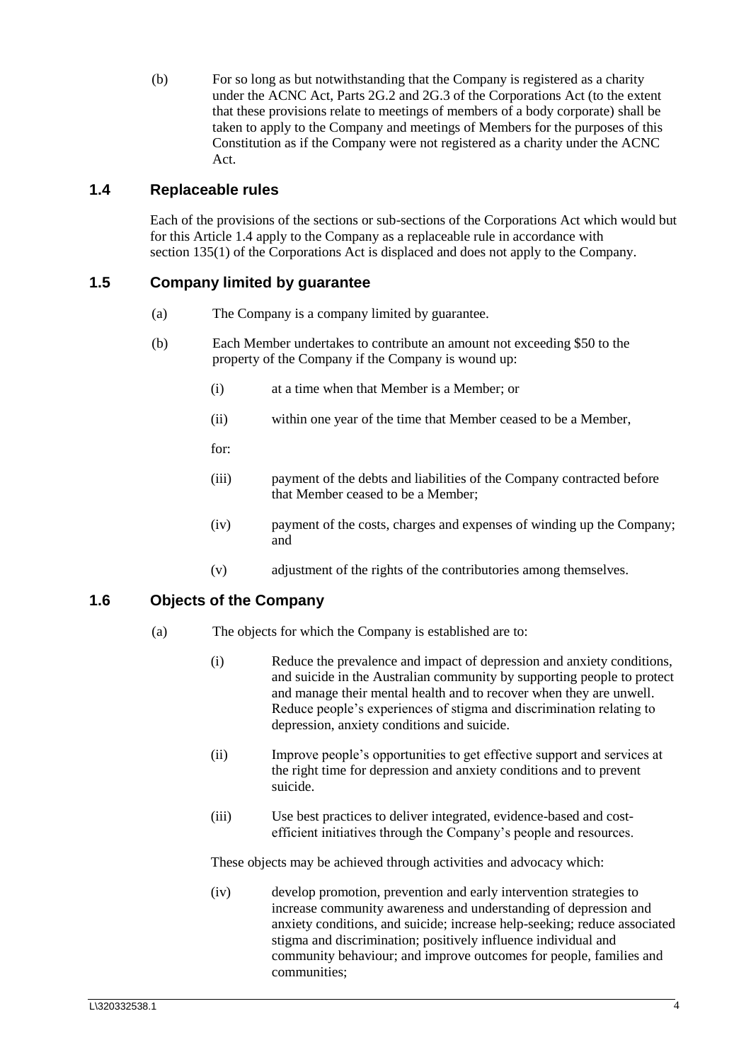(b) For so long as but notwithstanding that the Company is registered as a charity under the ACNC Act, Parts 2G.2 and 2G.3 of the Corporations Act (to the extent that these provisions relate to meetings of members of a body corporate) shall be taken to apply to the Company and meetings of Members for the purposes of this Constitution as if the Company were not registered as a charity under the ACNC Act.

## 1.4 Replaceable rules

Each of the provisions of the sections or sub-sections of the Corporations Act which would but for this Article 1.4 apply to the Company as a replaceable rule in accordance with section 135(1) of the Corporations Act is displaced and does not apply to the Company.

## 1.5 Company limited by guarantee

(a) The Company is a company limited by guarantee.

(b) Each Member undertakes to contribute an amount not exceeding $50 to the property of the Company if the Company is wound up:

(i) at a time when that Member is a Member; or

(ii) within one year of the time that Member ceased to be a Member,

for:

(iii) payment of the debts and liabilities of the Company contracted before that Member ceased to be a Member;

(iv) payment of the costs, charges and expenses of winding up the Company; and

(v) adjustment of the rights of the contributories among themselves.

## 1.6 Objects of the Company

(a) The objects for which the Company is established are to:

(i) Reduce the prevalence and impact of depression and anxiety conditions, and suicide in the Australian community by supporting people to protect and manage their mental health and to recover when they are unwell. Reduce people's experiences of stigma and discrimination relating to depression, anxiety conditions and suicide.

(ii) Improve people's opportunities to get effective support and services at the right time for depression and anxiety conditions and to prevent suicide.

(iii) Use best practices to deliver integrated, evidence-based and cost-efficient initiatives through the Company's people and resources.

These objects may be achieved through activities and advocacy which:

(iv) develop promotion, prevention and early intervention strategies to increase community awareness and understanding of depression and anxiety conditions, and suicide; increase help-seeking; reduce associated stigma and discrimination; positively influence individual and community behaviour; and improve outcomes for people, families and communities;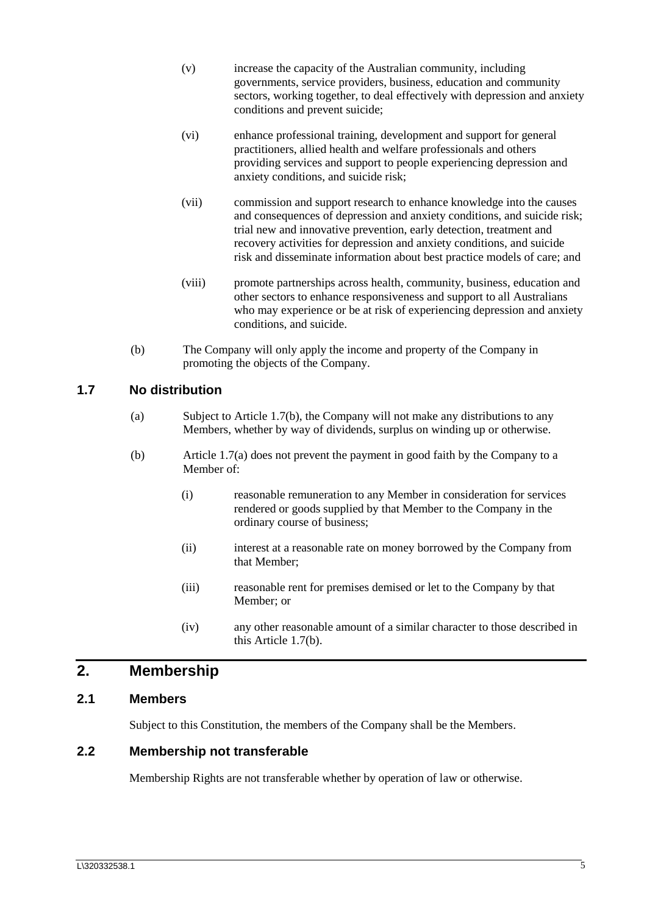(v) increase the capacity of the Australian community, including governments, service providers, business, education and community sectors, working together, to deal effectively with depression and anxiety conditions and prevent suicide;

(vi) enhance professional training, development and support for general practitioners, allied health and welfare professionals and others providing services and support to people experiencing depression and anxiety conditions, and suicide risk;

(vii) commission and support research to enhance knowledge into the causes and consequences of depression and anxiety conditions, and suicide risk; trial new and innovative prevention, early detection, treatment and recovery activities for depression and anxiety conditions, and suicide risk and disseminate information about best practice models of care; and

(viii) promote partnerships across health, community, business, education and other sectors to enhance responsiveness and support to all Australians who may experience or be at risk of experiencing depression and anxiety conditions, and suicide.

(b) The Company will only apply the income and property of the Company in promoting the objects of the Company.

### 1.7 No distribution

(a) Subject to Article 1.7(b), the Company will not make any distributions to any Members, whether by way of dividends, surplus on winding up or otherwise.

(b) Article 1.7(a) does not prevent the payment in good faith by the Company to a Member of:

(i) reasonable remuneration to any Member in consideration for services rendered or goods supplied by that Member to the Company in the ordinary course of business;

(ii) interest at a reasonable rate on money borrowed by the Company from that Member;

(iii) reasonable rent for premises demised or let to the Company by that Member; or

(iv) any other reasonable amount of a similar character to those described in this Article 1.7(b).

## 2. Membership

### 2.1 Members

Subject to this Constitution, the members of the Company shall be the Members.

### 2.2 Membership not transferable

Membership Rights are not transferable whether by operation of law or otherwise.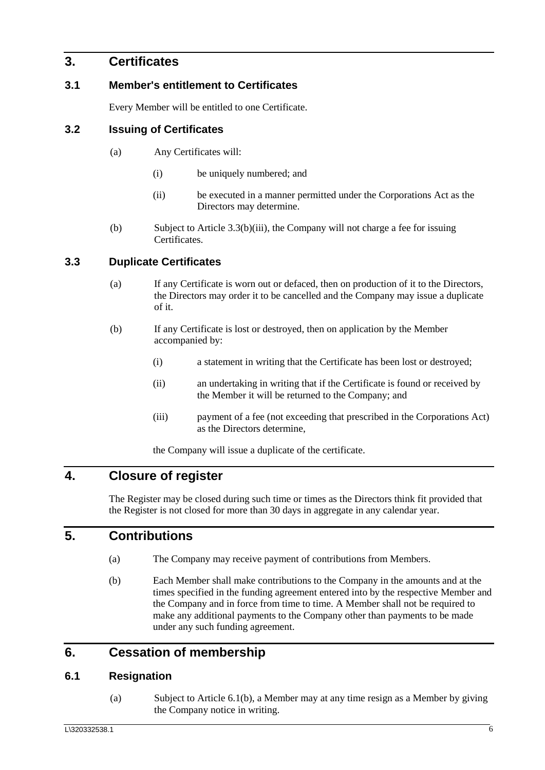# 3. Certificates

## 3.1 Member's entitlement to Certificates

Every Member will be entitled to one Certificate.

## 3.2 Issuing of Certificates

(a) Any Certificates will:

   (i) be uniquely numbered; and

   (ii) be executed in a manner permitted under the Corporations Act as the Directors may determine.

(b) Subject to Article 3.3(b)(iii), the Company will not charge a fee for issuing Certificates.

## 3.3 Duplicate Certificates

(a) If any Certificate is worn out or defaced, then on production of it to the Directors, the Directors may order it to be cancelled and the Company may issue a duplicate of it.

(b) If any Certificate is lost or destroyed, then on application by the Member accompanied by:

   (i) a statement in writing that the Certificate has been lost or destroyed;

   (ii) an undertaking in writing that if the Certificate is found or received by the Member it will be returned to the Company; and

   (iii) payment of a fee (not exceeding that prescribed in the Corporations Act) as the Directors determine,

the Company will issue a duplicate of the certificate.

# 4. Closure of register

The Register may be closed during such time or times as the Directors think fit provided that the Register is not closed for more than 30 days in aggregate in any calendar year.

# 5. Contributions

(a) The Company may receive payment of contributions from Members.

(b) Each Member shall make contributions to the Company in the amounts and at the times specified in the funding agreement entered into by the respective Member and the Company and in force from time to time. A Member shall not be required to make any additional payments to the Company other than payments to be made under any such funding agreement.

# 6. Cessation of membership

## 6.1 Resignation

(a) Subject to Article 6.1(b), a Member may at any time resign as a Member by giving the Company notice in writing.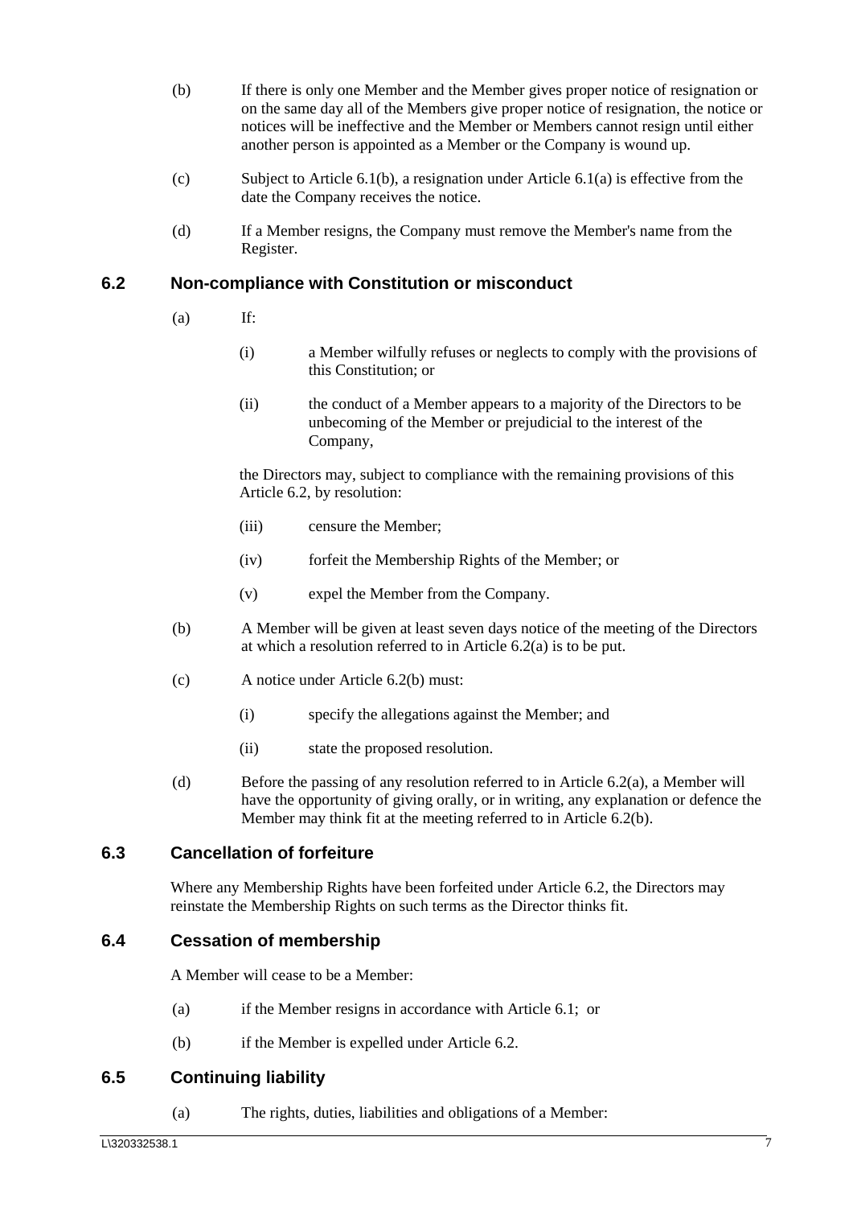(b) If there is only one Member and the Member gives proper notice of resignation or on the same day all of the Members give proper notice of resignation, the notice or notices will be ineffective and the Member or Members cannot resign until either another person is appointed as a Member or the Company is wound up.

(c) Subject to Article 6.1(b), a resignation under Article 6.1(a) is effective from the date the Company receives the notice.

(d) If a Member resigns, the Company must remove the Member's name from the Register.

## 6.2 Non-compliance with Constitution or misconduct

(a) If:

(i) a Member wilfully refuses or neglects to comply with the provisions of this Constitution; or

(ii) the conduct of a Member appears to a majority of the Directors to be unbecoming of the Member or prejudicial to the interest of the Company,

the Directors may, subject to compliance with the remaining provisions of this Article 6.2, by resolution:

(iii) censure the Member;

(iv) forfeit the Membership Rights of the Member; or

(v) expel the Member from the Company.

(b) A Member will be given at least seven days notice of the meeting of the Directors at which a resolution referred to in Article 6.2(a) is to be put.

(c) A notice under Article 6.2(b) must:

(i) specify the allegations against the Member; and

(ii) state the proposed resolution.

(d) Before the passing of any resolution referred to in Article 6.2(a), a Member will have the opportunity of giving orally, or in writing, any explanation or defence the Member may think fit at the meeting referred to in Article 6.2(b).

## 6.3 Cancellation of forfeiture

Where any Membership Rights have been forfeited under Article 6.2, the Directors may reinstate the Membership Rights on such terms as the Director thinks fit.

## 6.4 Cessation of membership

A Member will cease to be a Member:

(a) if the Member resigns in accordance with Article 6.1; or

(b) if the Member is expelled under Article 6.2.

## 6.5 Continuing liability

(a) The rights, duties, liabilities and obligations of a Member: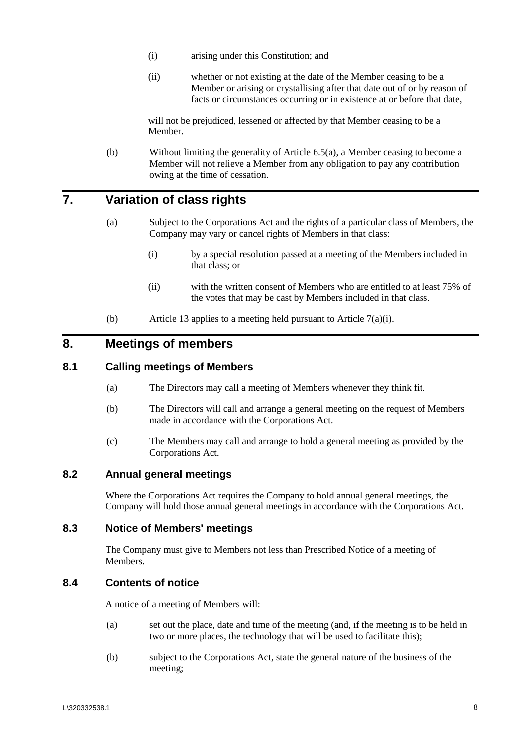(i) arising under this Constitution; and

(ii) whether or not existing at the date of the Member ceasing to be a Member or arising or crystallising after that date out of or by reason of facts or circumstances occurring or in existence at or before that date,

will not be prejudiced, lessened or affected by that Member ceasing to be a Member.

(b) Without limiting the generality of Article 6.5(a), a Member ceasing to become a Member will not relieve a Member from any obligation to pay any contribution owing at the time of cessation.

# 7. Variation of class rights

(a) Subject to the Corporations Act and the rights of a particular class of Members, the Company may vary or cancel rights of Members in that class:

(i) by a special resolution passed at a meeting of the Members included in that class; or

(ii) with the written consent of Members who are entitled to at least 75% of the votes that may be cast by Members included in that class.

(b) Article 13 applies to a meeting held pursuant to Article 7(a)(i).

# 8. Meetings of members

## 8.1 Calling meetings of Members

(a) The Directors may call a meeting of Members whenever they think fit.

(b) The Directors will call and arrange a general meeting on the request of Members made in accordance with the Corporations Act.

(c) The Members may call and arrange to hold a general meeting as provided by the Corporations Act.

## 8.2 Annual general meetings

Where the Corporations Act requires the Company to hold annual general meetings, the Company will hold those annual general meetings in accordance with the Corporations Act.

## 8.3 Notice of Members' meetings

The Company must give to Members not less than Prescribed Notice of a meeting of Members.

## 8.4 Contents of notice

A notice of a meeting of Members will:

(a) set out the place, date and time of the meeting (and, if the meeting is to be held in two or more places, the technology that will be used to facilitate this);

(b) subject to the Corporations Act, state the general nature of the business of the meeting;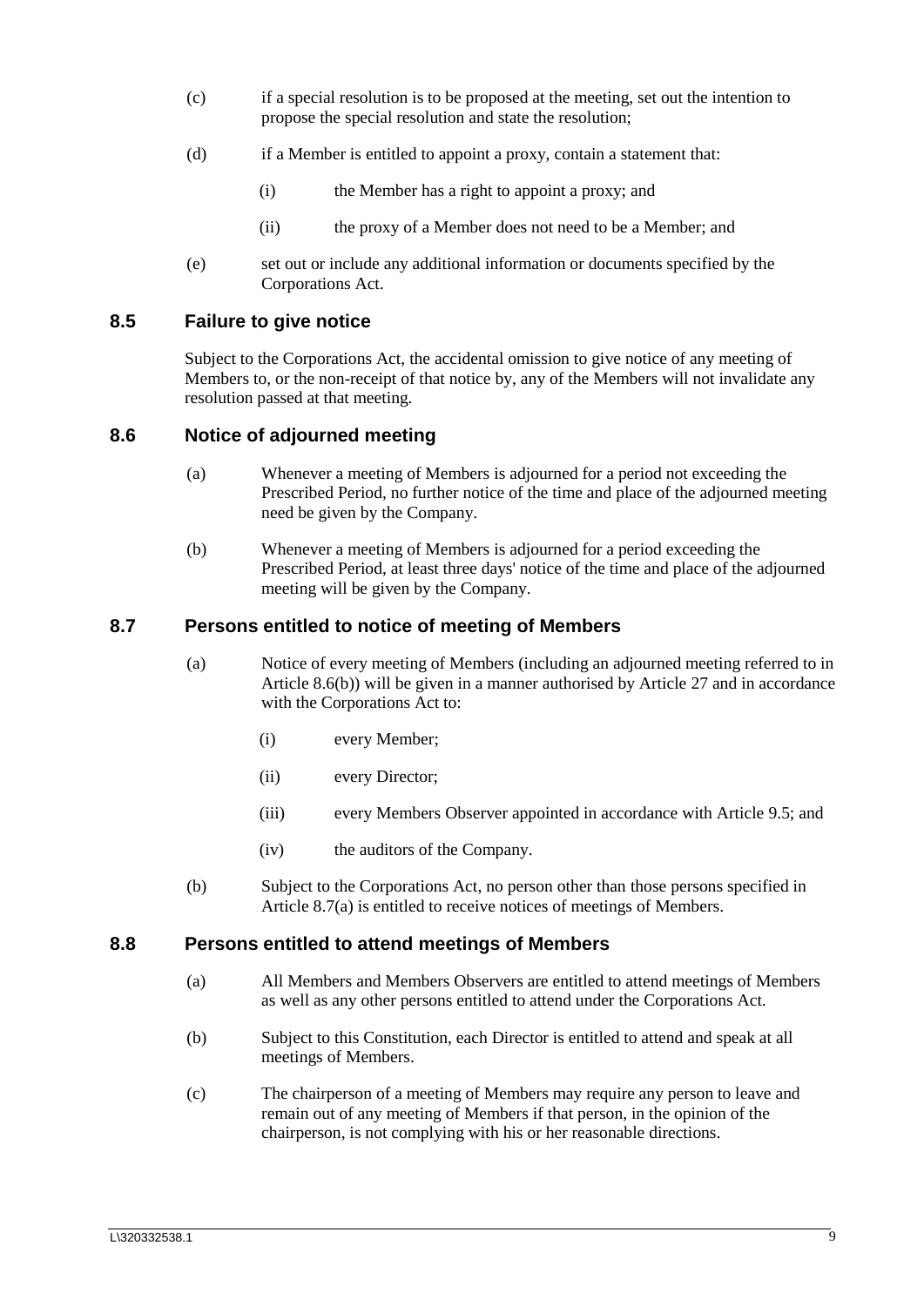(c) if a special resolution is to be proposed at the meeting, set out the intention to propose the special resolution and state the resolution;

(d) if a Member is entitled to appoint a proxy, contain a statement that:

   (i) the Member has a right to appoint a proxy; and

   (ii) the proxy of a Member does not need to be a Member; and

(e) set out or include any additional information or documents specified by the Corporations Act.

## 8.5 Failure to give notice

Subject to the Corporations Act, the accidental omission to give notice of any meeting of Members to, or the non-receipt of that notice by, any of the Members will not invalidate any resolution passed at that meeting.

## 8.6 Notice of adjourned meeting

(a) Whenever a meeting of Members is adjourned for a period not exceeding the Prescribed Period, no further notice of the time and place of the adjourned meeting need be given by the Company.

(b) Whenever a meeting of Members is adjourned for a period exceeding the Prescribed Period, at least three days' notice of the time and place of the adjourned meeting will be given by the Company.

## 8.7 Persons entitled to notice of meeting of Members

(a) Notice of every meeting of Members (including an adjourned meeting referred to in Article 8.6(b)) will be given in a manner authorised by Article 27 and in accordance with the Corporations Act to:

   (i) every Member;

   (ii) every Director;

   (iii) every Members Observer appointed in accordance with Article 9.5; and

   (iv) the auditors of the Company.

(b) Subject to the Corporations Act, no person other than those persons specified in Article 8.7(a) is entitled to receive notices of meetings of Members.

## 8.8 Persons entitled to attend meetings of Members

(a) All Members and Members Observers are entitled to attend meetings of Members as well as any other persons entitled to attend under the Corporations Act.

(b) Subject to this Constitution, each Director is entitled to attend and speak at all meetings of Members.

(c) The chairperson of a meeting of Members may require any person to leave and remain out of any meeting of Members if that person, in the opinion of the chairperson, is not complying with his or her reasonable directions.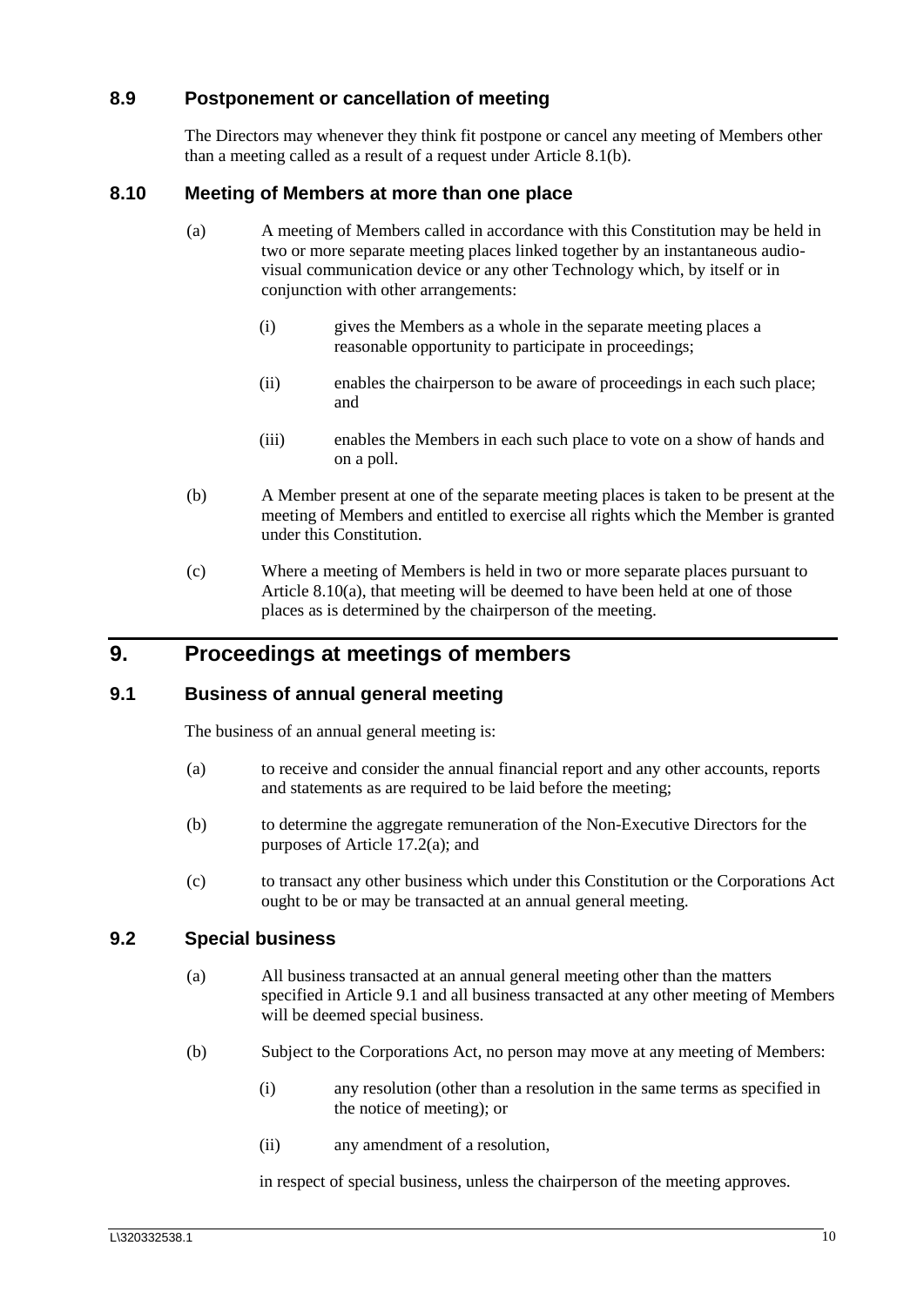### 8.9 Postponement or cancellation of meeting

The Directors may whenever they think fit postpone or cancel any meeting of Members other than a meeting called as a result of a request under Article 8.1(b).

### 8.10 Meeting of Members at more than one place

(a) A meeting of Members called in accordance with this Constitution may be held in two or more separate meeting places linked together by an instantaneous audio-visual communication device or any other Technology which, by itself or in conjunction with other arrangements:

   (i) gives the Members as a whole in the separate meeting places a reasonable opportunity to participate in proceedings;

   (ii) enables the chairperson to be aware of proceedings in each such place; and

   (iii) enables the Members in each such place to vote on a show of hands and on a poll.

(b) A Member present at one of the separate meeting places is taken to be present at the meeting of Members and entitled to exercise all rights which the Member is granted under this Constitution.

(c) Where a meeting of Members is held in two or more separate places pursuant to Article 8.10(a), that meeting will be deemed to have been held at one of those places as is determined by the chairperson of the meeting.

## 9. Proceedings at meetings of members

### 9.1 Business of annual general meeting

The business of an annual general meeting is:

(a) to receive and consider the annual financial report and any other accounts, reports and statements as are required to be laid before the meeting;

(b) to determine the aggregate remuneration of the Non-Executive Directors for the purposes of Article 17.2(a); and

(c) to transact any other business which under this Constitution or the Corporations Act ought to be or may be transacted at an annual general meeting.

### 9.2 Special business

(a) All business transacted at an annual general meeting other than the matters specified in Article 9.1 and all business transacted at any other meeting of Members will be deemed special business.

(b) Subject to the Corporations Act, no person may move at any meeting of Members:

   (i) any resolution (other than a resolution in the same terms as specified in the notice of meeting); or

   (ii) any amendment of a resolution,

   in respect of special business, unless the chairperson of the meeting approves.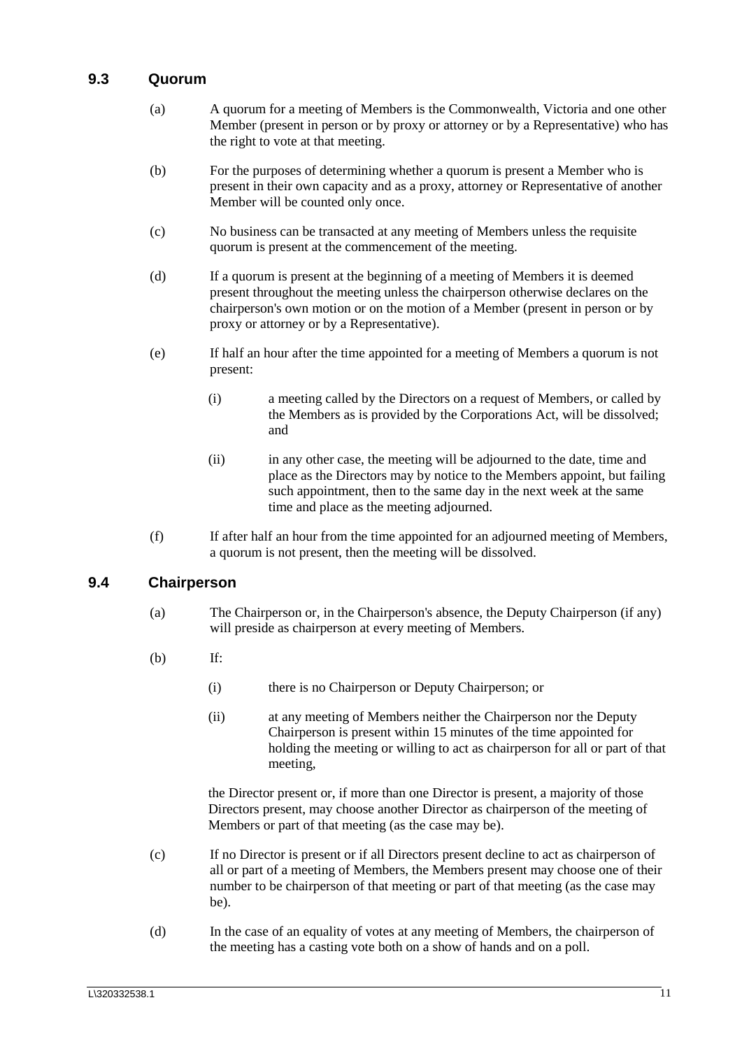## 9.3 Quorum

(a) A quorum for a meeting of Members is the Commonwealth, Victoria and one other Member (present in person or by proxy or attorney or by a Representative) who has the right to vote at that meeting.

(b) For the purposes of determining whether a quorum is present a Member who is present in their own capacity and as a proxy, attorney or Representative of another Member will be counted only once.

(c) No business can be transacted at any meeting of Members unless the requisite quorum is present at the commencement of the meeting.

(d) If a quorum is present at the beginning of a meeting of Members it is deemed present throughout the meeting unless the chairperson otherwise declares on the chairperson's own motion or on the motion of a Member (present in person or by proxy or attorney or by a Representative).

(e) If half an hour after the time appointed for a meeting of Members a quorum is not present:

(i) a meeting called by the Directors on a request of Members, or called by the Members as is provided by the Corporations Act, will be dissolved; and

(ii) in any other case, the meeting will be adjourned to the date, time and place as the Directors may by notice to the Members appoint, but failing such appointment, then to the same day in the next week at the same time and place as the meeting adjourned.

(f) If after half an hour from the time appointed for an adjourned meeting of Members, a quorum is not present, then the meeting will be dissolved.

## 9.4 Chairperson

(a) The Chairperson or, in the Chairperson's absence, the Deputy Chairperson (if any) will preside as chairperson at every meeting of Members.

(b) If:

(i) there is no Chairperson or Deputy Chairperson; or

(ii) at any meeting of Members neither the Chairperson nor the Deputy Chairperson is present within 15 minutes of the time appointed for holding the meeting or willing to act as chairperson for all or part of that meeting,

the Director present or, if more than one Director is present, a majority of those Directors present, may choose another Director as chairperson of the meeting of Members or part of that meeting (as the case may be).

(c) If no Director is present or if all Directors present decline to act as chairperson of all or part of a meeting of Members, the Members present may choose one of their number to be chairperson of that meeting or part of that meeting (as the case may be).

(d) In the case of an equality of votes at any meeting of Members, the chairperson of the meeting has a casting vote both on a show of hands and on a poll.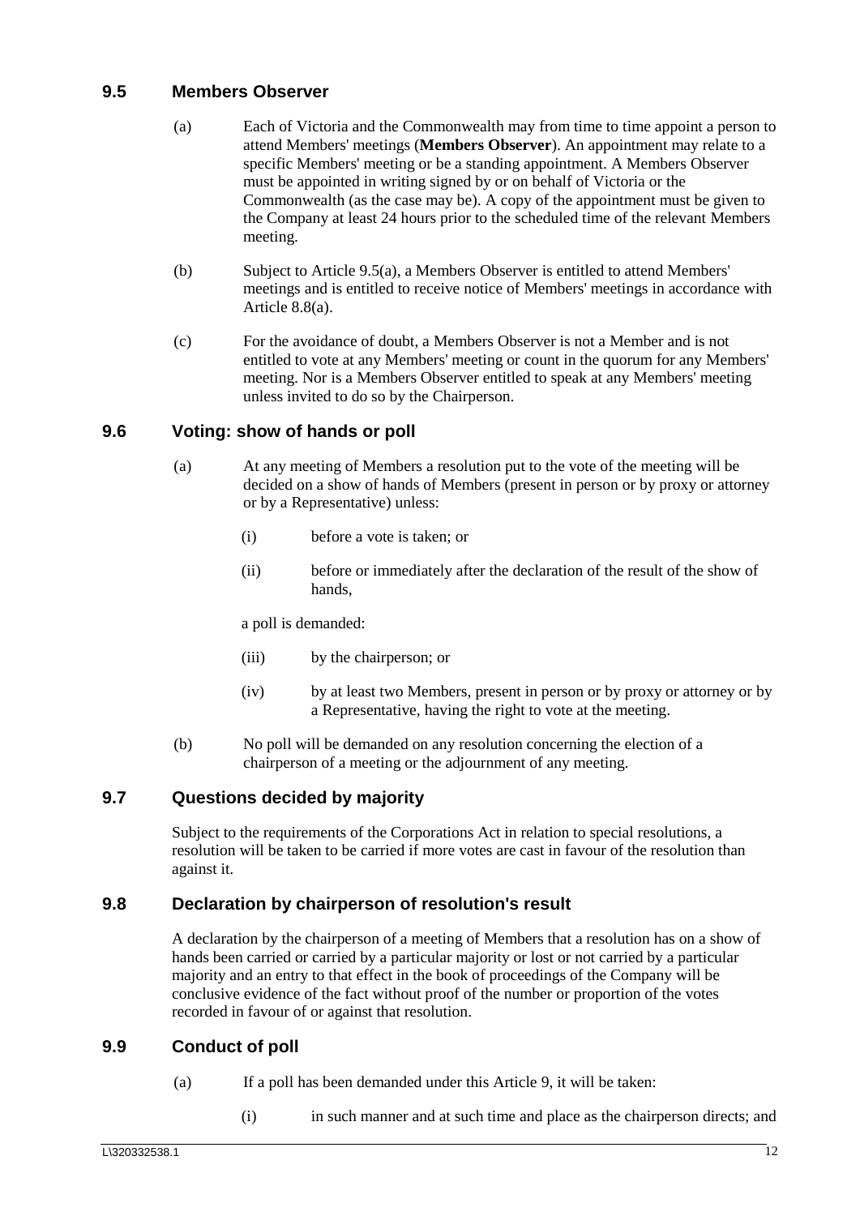## 9.5 Members Observer

(a) Each of Victoria and the Commonwealth may from time to time appoint a person to attend Members' meetings (**Members Observer**). An appointment may relate to a specific Members' meeting or be a standing appointment. A Members Observer must be appointed in writing signed by or on behalf of Victoria or the Commonwealth (as the case may be). A copy of the appointment must be given to the Company at least 24 hours prior to the scheduled time of the relevant Members meeting.

(b) Subject to Article 9.5(a), a Members Observer is entitled to attend Members' meetings and is entitled to receive notice of Members' meetings in accordance with Article 8.8(a).

(c) For the avoidance of doubt, a Members Observer is not a Member and is not entitled to vote at any Members' meeting or count in the quorum for any Members' meeting. Nor is a Members Observer entitled to speak at any Members' meeting unless invited to do so by the Chairperson.

## 9.6 Voting: show of hands or poll

(a) At any meeting of Members a resolution put to the vote of the meeting will be decided on a show of hands of Members (present in person or by proxy or attorney or by a Representative) unless:

(i) before a vote is taken; or

(ii) before or immediately after the declaration of the result of the show of hands,

a poll is demanded:

(iii) by the chairperson; or

(iv) by at least two Members, present in person or by proxy or attorney or by a Representative, having the right to vote at the meeting.

(b) No poll will be demanded on any resolution concerning the election of a chairperson of a meeting or the adjournment of any meeting.

## 9.7 Questions decided by majority

Subject to the requirements of the Corporations Act in relation to special resolutions, a resolution will be taken to be carried if more votes are cast in favour of the resolution than against it.

## 9.8 Declaration by chairperson of resolution's result

A declaration by the chairperson of a meeting of Members that a resolution has on a show of hands been carried or carried by a particular majority or lost or not carried by a particular majority and an entry to that effect in the book of proceedings of the Company will be conclusive evidence of the fact without proof of the number or proportion of the votes recorded in favour of or against that resolution.

## 9.9 Conduct of poll

(a) If a poll has been demanded under this Article 9, it will be taken:

(i) in such manner and at such time and place as the chairperson directs; and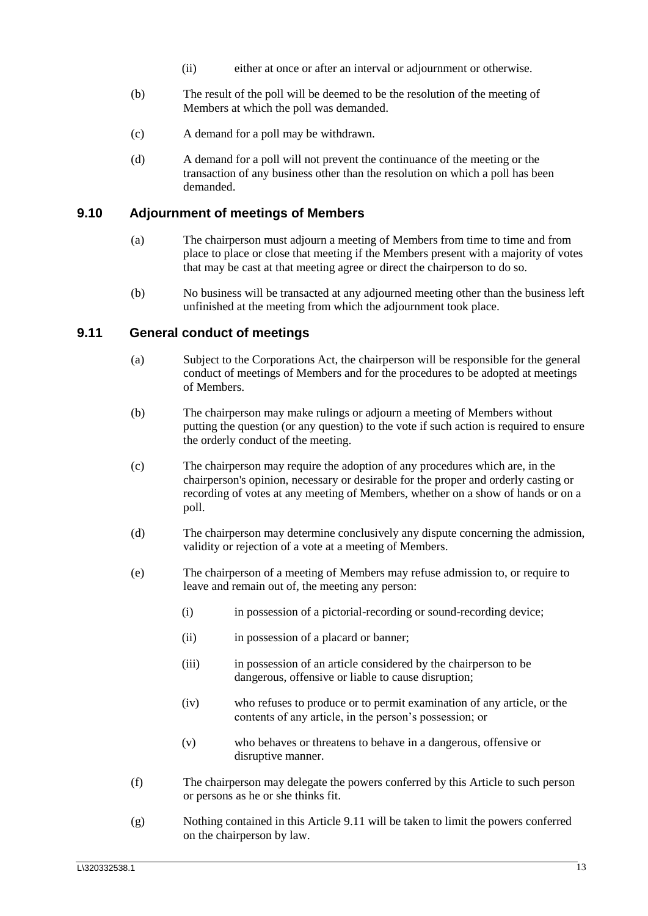(ii) either at once or after an interval or adjournment or otherwise.

(b) The result of the poll will be deemed to be the resolution of the meeting of Members at which the poll was demanded.

(c) A demand for a poll may be withdrawn.

(d) A demand for a poll will not prevent the continuance of the meeting or the transaction of any business other than the resolution on which a poll has been demanded.

### 9.10 Adjournment of meetings of Members

(a) The chairperson must adjourn a meeting of Members from time to time and from place to place or close that meeting if the Members present with a majority of votes that may be cast at that meeting agree or direct the chairperson to do so.

(b) No business will be transacted at any adjourned meeting other than the business left unfinished at the meeting from which the adjournment took place.

### 9.11 General conduct of meetings

(a) Subject to the Corporations Act, the chairperson will be responsible for the general conduct of meetings of Members and for the procedures to be adopted at meetings of Members.

(b) The chairperson may make rulings or adjourn a meeting of Members without putting the question (or any question) to the vote if such action is required to ensure the orderly conduct of the meeting.

(c) The chairperson may require the adoption of any procedures which are, in the chairperson's opinion, necessary or desirable for the proper and orderly casting or recording of votes at any meeting of Members, whether on a show of hands or on a poll.

(d) The chairperson may determine conclusively any dispute concerning the admission, validity or rejection of a vote at a meeting of Members.

(e) The chairperson of a meeting of Members may refuse admission to, or require to leave and remain out of, the meeting any person:

(i) in possession of a pictorial-recording or sound-recording device;

(ii) in possession of a placard or banner;

(iii) in possession of an article considered by the chairperson to be dangerous, offensive or liable to cause disruption;

(iv) who refuses to produce or to permit examination of any article, or the contents of any article, in the person's possession; or

(v) who behaves or threatens to behave in a dangerous, offensive or disruptive manner.

(f) The chairperson may delegate the powers conferred by this Article to such person or persons as he or she thinks fit.

(g) Nothing contained in this Article 9.11 will be taken to limit the powers conferred on the chairperson by law.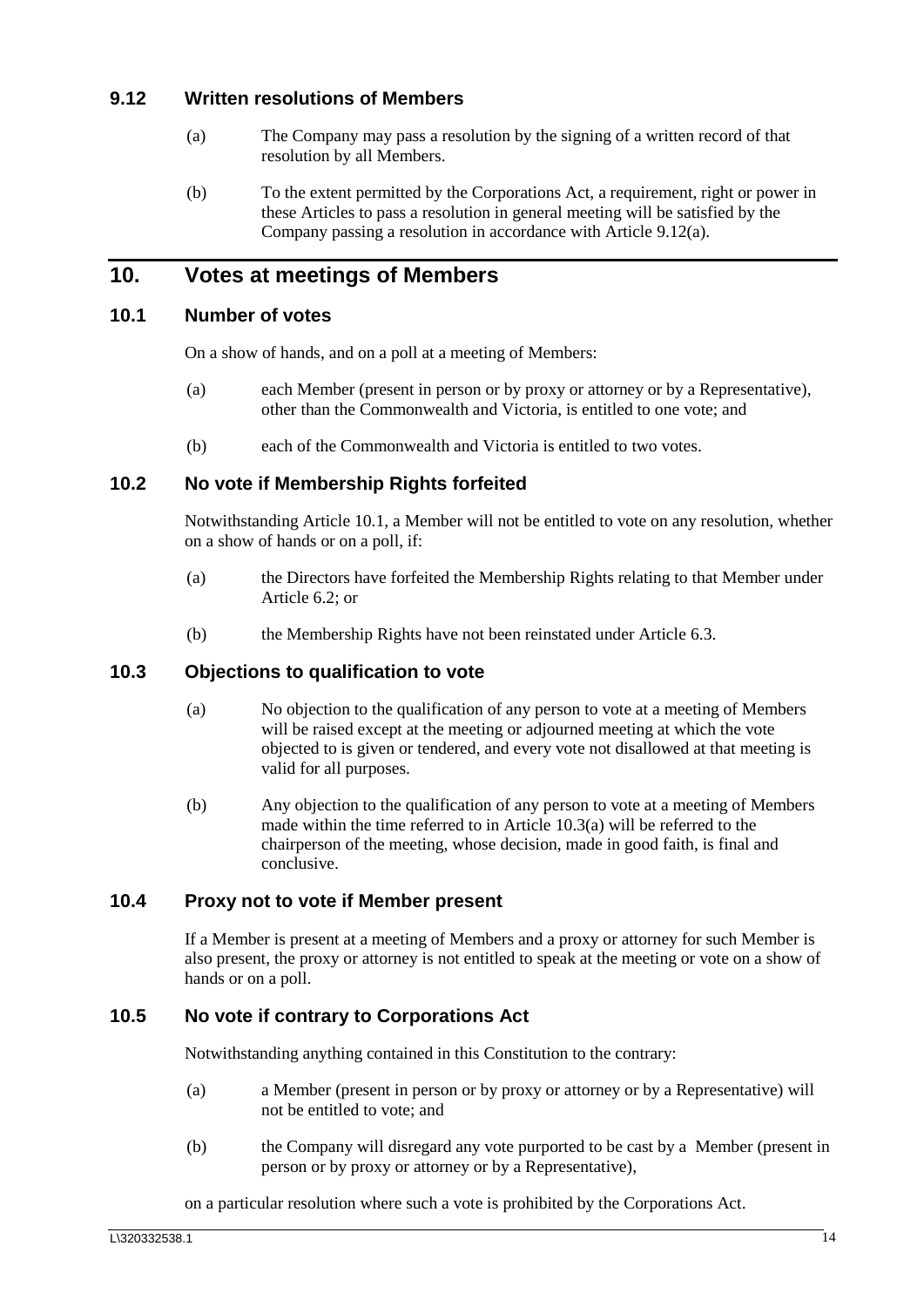### 9.12 Written resolutions of Members

(a) The Company may pass a resolution by the signing of a written record of that resolution by all Members.

(b) To the extent permitted by the Corporations Act, a requirement, right or power in these Articles to pass a resolution in general meeting will be satisfied by the Company passing a resolution in accordance with Article 9.12(a).

## 10. Votes at meetings of Members

### 10.1 Number of votes

On a show of hands, and on a poll at a meeting of Members:

(a) each Member (present in person or by proxy or attorney or by a Representative), other than the Commonwealth and Victoria, is entitled to one vote; and

(b) each of the Commonwealth and Victoria is entitled to two votes.

### 10.2 No vote if Membership Rights forfeited

Notwithstanding Article 10.1, a Member will not be entitled to vote on any resolution, whether on a show of hands or on a poll, if:

(a) the Directors have forfeited the Membership Rights relating to that Member under Article 6.2; or

(b) the Membership Rights have not been reinstated under Article 6.3.

### 10.3 Objections to qualification to vote

(a) No objection to the qualification of any person to vote at a meeting of Members will be raised except at the meeting or adjourned meeting at which the vote objected to is given or tendered, and every vote not disallowed at that meeting is valid for all purposes.

(b) Any objection to the qualification of any person to vote at a meeting of Members made within the time referred to in Article 10.3(a) will be referred to the chairperson of the meeting, whose decision, made in good faith, is final and conclusive.

### 10.4 Proxy not to vote if Member present

If a Member is present at a meeting of Members and a proxy or attorney for such Member is also present, the proxy or attorney is not entitled to speak at the meeting or vote on a show of hands or on a poll.

### 10.5 No vote if contrary to Corporations Act

Notwithstanding anything contained in this Constitution to the contrary:

(a) a Member (present in person or by proxy or attorney or by a Representative) will not be entitled to vote; and

(b) the Company will disregard any vote purported to be cast by a Member (present in person or by proxy or attorney or by a Representative),

on a particular resolution where such a vote is prohibited by the Corporations Act.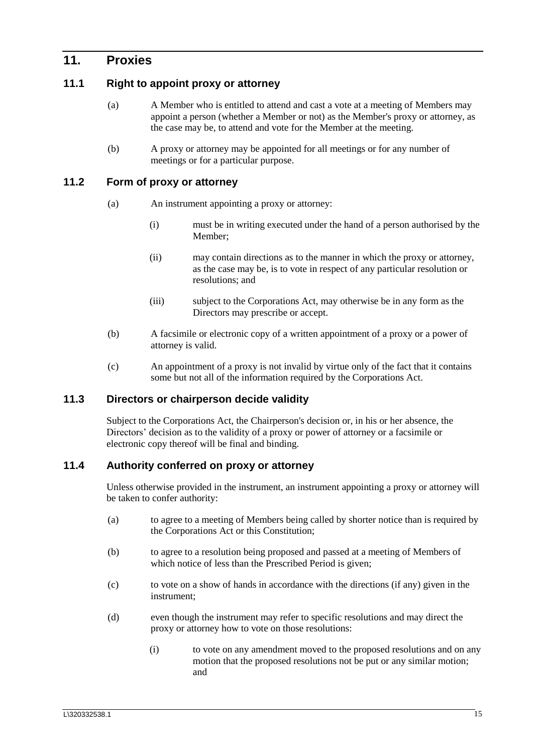## 11. Proxies

### 11.1 Right to appoint proxy or attorney

(a) A Member who is entitled to attend and cast a vote at a meeting of Members may appoint a person (whether a Member or not) as the Member's proxy or attorney, as the case may be, to attend and vote for the Member at the meeting.

(b) A proxy or attorney may be appointed for all meetings or for any number of meetings or for a particular purpose.

### 11.2 Form of proxy or attorney

(a) An instrument appointing a proxy or attorney:

(i) must be in writing executed under the hand of a person authorised by the Member;

(ii) may contain directions as to the manner in which the proxy or attorney, as the case may be, is to vote in respect of any particular resolution or resolutions; and

(iii) subject to the Corporations Act, may otherwise be in any form as the Directors may prescribe or accept.

(b) A facsimile or electronic copy of a written appointment of a proxy or a power of attorney is valid.

(c) An appointment of a proxy is not invalid by virtue only of the fact that it contains some but not all of the information required by the Corporations Act.

### 11.3 Directors or chairperson decide validity

Subject to the Corporations Act, the Chairperson's decision or, in his or her absence, the Directors' decision as to the validity of a proxy or power of attorney or a facsimile or electronic copy thereof will be final and binding.

### 11.4 Authority conferred on proxy or attorney

Unless otherwise provided in the instrument, an instrument appointing a proxy or attorney will be taken to confer authority:

(a) to agree to a meeting of Members being called by shorter notice than is required by the Corporations Act or this Constitution;

(b) to agree to a resolution being proposed and passed at a meeting of Members of which notice of less than the Prescribed Period is given;

(c) to vote on a show of hands in accordance with the directions (if any) given in the instrument;

(d) even though the instrument may refer to specific resolutions and may direct the proxy or attorney how to vote on those resolutions:

(i) to vote on any amendment moved to the proposed resolutions and on any motion that the proposed resolutions not be put or any similar motion; and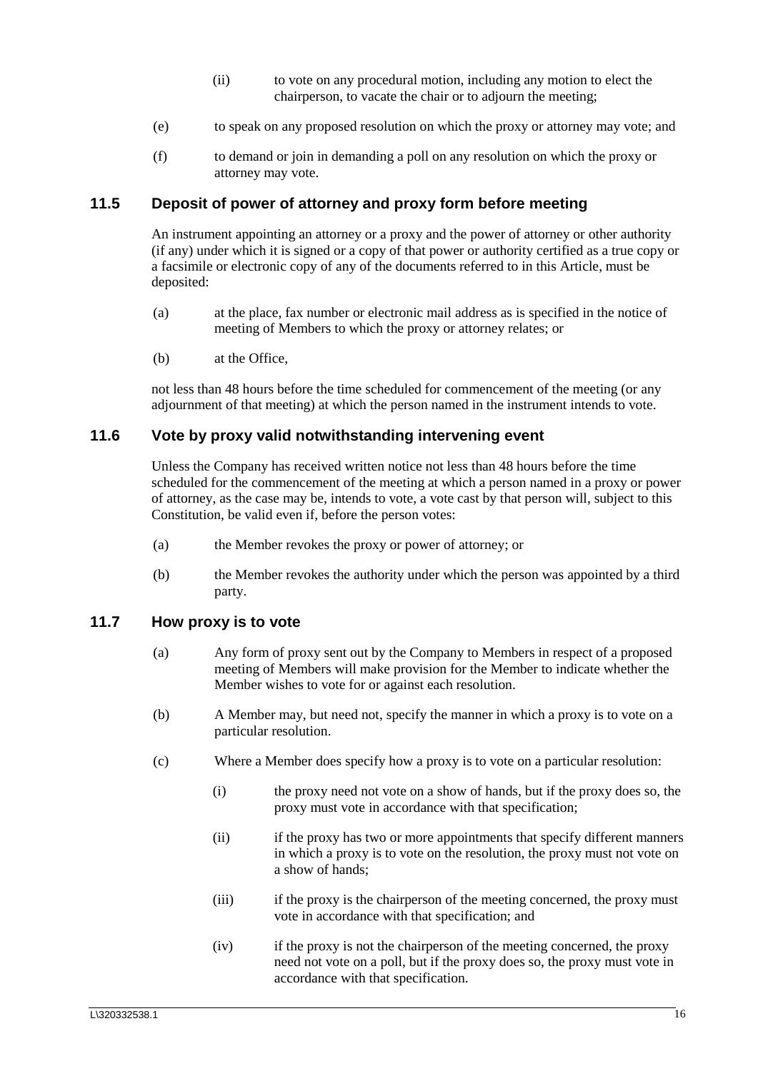(ii) to vote on any procedural motion, including any motion to elect the chairperson, to vacate the chair or to adjourn the meeting;

(e) to speak on any proposed resolution on which the proxy or attorney may vote; and

(f) to demand or join in demanding a poll on any resolution on which the proxy or attorney may vote.

## 11.5 Deposit of power of attorney and proxy form before meeting

An instrument appointing an attorney or a proxy and the power of attorney or other authority (if any) under which it is signed or a copy of that power or authority certified as a true copy or a facsimile or electronic copy of any of the documents referred to in this Article, must be deposited:

(a) at the place, fax number or electronic mail address as is specified in the notice of meeting of Members to which the proxy or attorney relates; or

(b) at the Office,

not less than 48 hours before the time scheduled for commencement of the meeting (or any adjournment of that meeting) at which the person named in the instrument intends to vote.

## 11.6 Vote by proxy valid notwithstanding intervening event

Unless the Company has received written notice not less than 48 hours before the time scheduled for the commencement of the meeting at which a person named in a proxy or power of attorney, as the case may be, intends to vote, a vote cast by that person will, subject to this Constitution, be valid even if, before the person votes:

(a) the Member revokes the proxy or power of attorney; or

(b) the Member revokes the authority under which the person was appointed by a third party.

## 11.7 How proxy is to vote

(a) Any form of proxy sent out by the Company to Members in respect of a proposed meeting of Members will make provision for the Member to indicate whether the Member wishes to vote for or against each resolution.

(b) A Member may, but need not, specify the manner in which a proxy is to vote on a particular resolution.

(c) Where a Member does specify how a proxy is to vote on a particular resolution:

(i) the proxy need not vote on a show of hands, but if the proxy does so, the proxy must vote in accordance with that specification;

(ii) if the proxy has two or more appointments that specify different manners in which a proxy is to vote on the resolution, the proxy must not vote on a show of hands;

(iii) if the proxy is the chairperson of the meeting concerned, the proxy must vote in accordance with that specification; and

(iv) if the proxy is not the chairperson of the meeting concerned, the proxy need not vote on a poll, but if the proxy does so, the proxy must vote in accordance with that specification.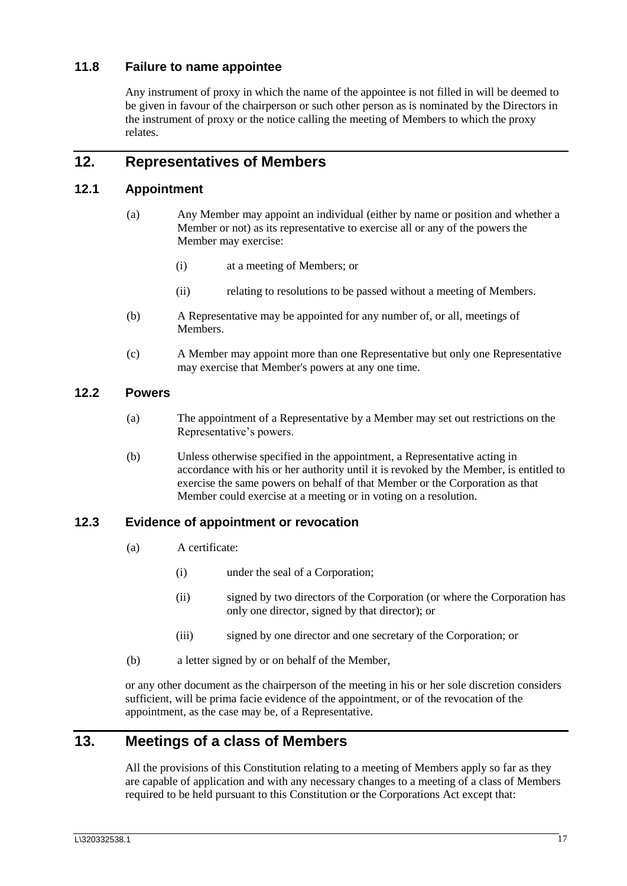### 11.8 Failure to name appointee

Any instrument of proxy in which the name of the appointee is not filled in will be deemed to be given in favour of the chairperson or such other person as is nominated by the Directors in the instrument of proxy or the notice calling the meeting of Members to which the proxy relates.

## 12. Representatives of Members

### 12.1 Appointment

(a) Any Member may appoint an individual (either by name or position and whether a Member or not) as its representative to exercise all or any of the powers the Member may exercise:

(i) at a meeting of Members; or

(ii) relating to resolutions to be passed without a meeting of Members.

(b) A Representative may be appointed for any number of, or all, meetings of Members.

(c) A Member may appoint more than one Representative but only one Representative may exercise that Member's powers at any one time.

### 12.2 Powers

(a) The appointment of a Representative by a Member may set out restrictions on the Representative's powers.

(b) Unless otherwise specified in the appointment, a Representative acting in accordance with his or her authority until it is revoked by the Member, is entitled to exercise the same powers on behalf of that Member or the Corporation as that Member could exercise at a meeting or in voting on a resolution.

### 12.3 Evidence of appointment or revocation

(a) A certificate:

(i) under the seal of a Corporation;

(ii) signed by two directors of the Corporation (or where the Corporation has only one director, signed by that director); or

(iii) signed by one director and one secretary of the Corporation; or

(b) a letter signed by or on behalf of the Member,

or any other document as the chairperson of the meeting in his or her sole discretion considers sufficient, will be prima facie evidence of the appointment, or of the revocation of the appointment, as the case may be, of a Representative.

## 13. Meetings of a class of Members

All the provisions of this Constitution relating to a meeting of Members apply so far as they are capable of application and with any necessary changes to a meeting of a class of Members required to be held pursuant to this Constitution or the Corporations Act except that: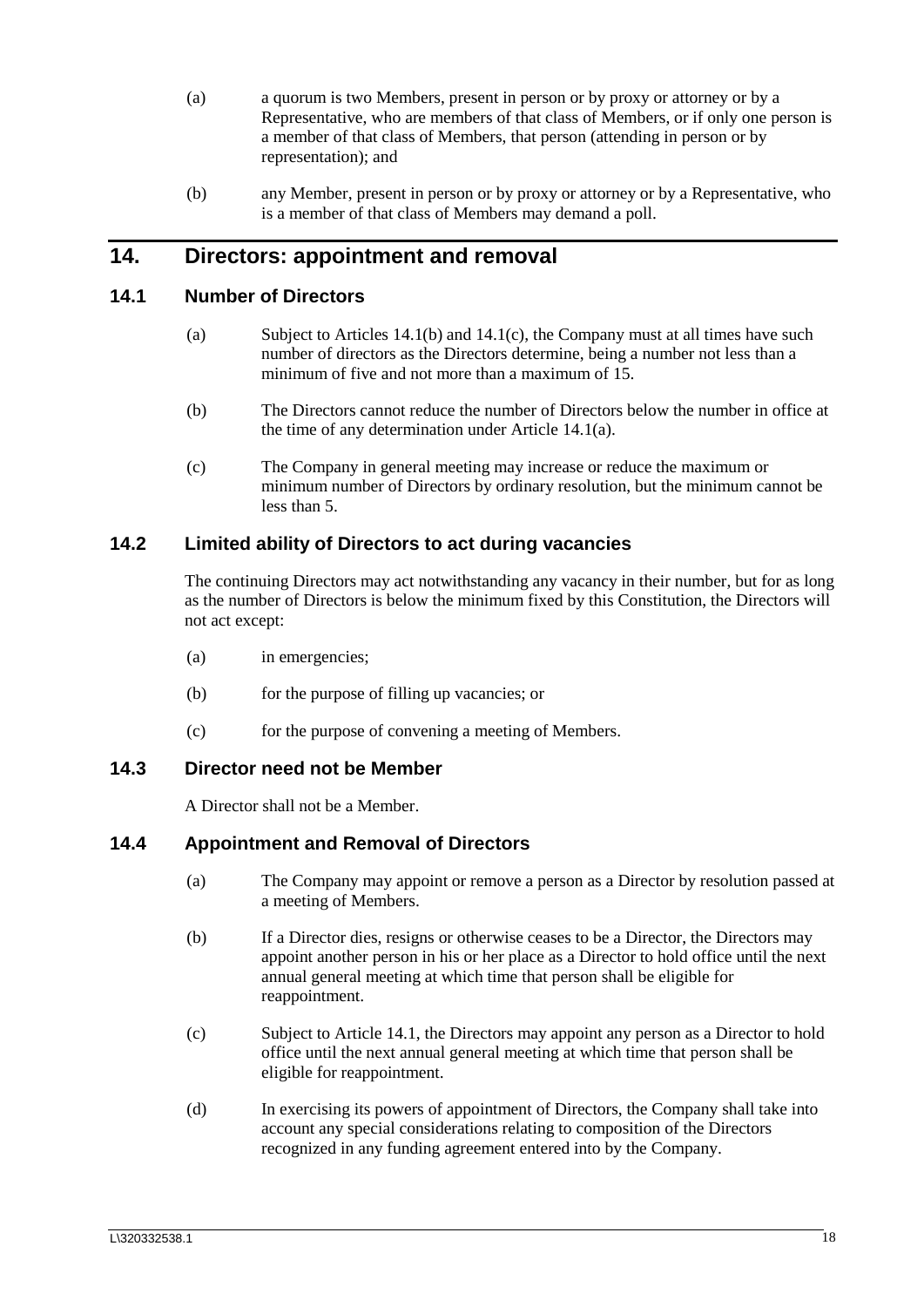(a) a quorum is two Members, present in person or by proxy or attorney or by a Representative, who are members of that class of Members, or if only one person is a member of that class of Members, that person (attending in person or by representation); and

(b) any Member, present in person or by proxy or attorney or by a Representative, who is a member of that class of Members may demand a poll.

## 14. Directors: appointment and removal

### 14.1 Number of Directors

(a) Subject to Articles 14.1(b) and 14.1(c), the Company must at all times have such number of directors as the Directors determine, being a number not less than a minimum of five and not more than a maximum of 15.

(b) The Directors cannot reduce the number of Directors below the number in office at the time of any determination under Article 14.1(a).

(c) The Company in general meeting may increase or reduce the maximum or minimum number of Directors by ordinary resolution, but the minimum cannot be less than 5.

### 14.2 Limited ability of Directors to act during vacancies

The continuing Directors may act notwithstanding any vacancy in their number, but for as long as the number of Directors is below the minimum fixed by this Constitution, the Directors will not act except:

(a) in emergencies;

(b) for the purpose of filling up vacancies; or

(c) for the purpose of convening a meeting of Members.

### 14.3 Director need not be Member

A Director shall not be a Member.

### 14.4 Appointment and Removal of Directors

(a) The Company may appoint or remove a person as a Director by resolution passed at a meeting of Members.

(b) If a Director dies, resigns or otherwise ceases to be a Director, the Directors may appoint another person in his or her place as a Director to hold office until the next annual general meeting at which time that person shall be eligible for reappointment.

(c) Subject to Article 14.1, the Directors may appoint any person as a Director to hold office until the next annual general meeting at which time that person shall be eligible for reappointment.

(d) In exercising its powers of appointment of Directors, the Company shall take into account any special considerations relating to composition of the Directors recognized in any funding agreement entered into by the Company.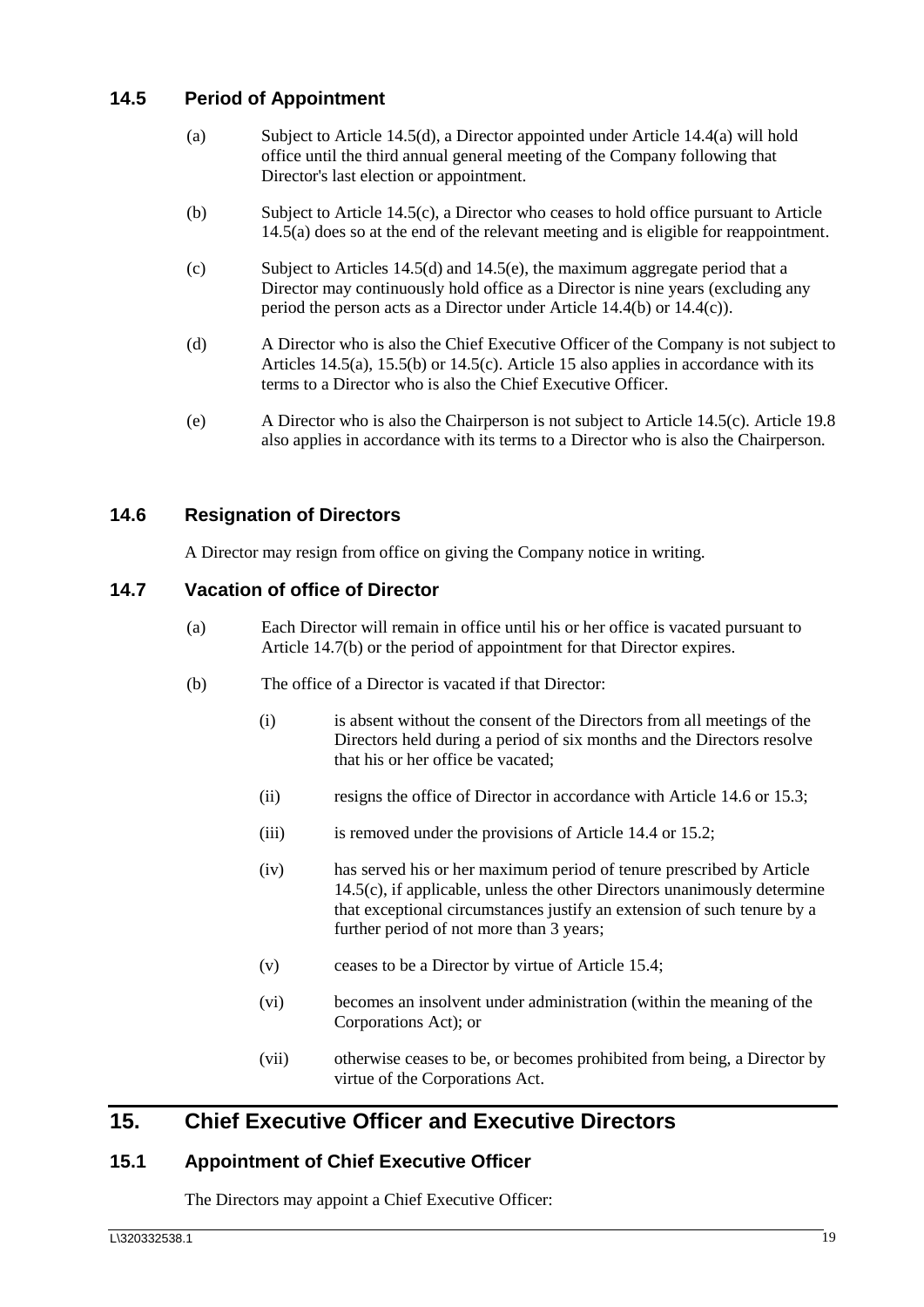### 14.5 Period of Appointment

(a) Subject to Article 14.5(d), a Director appointed under Article 14.4(a) will hold office until the third annual general meeting of the Company following that Director's last election or appointment.

(b) Subject to Article 14.5(c), a Director who ceases to hold office pursuant to Article 14.5(a) does so at the end of the relevant meeting and is eligible for reappointment.

(c) Subject to Articles 14.5(d) and 14.5(e), the maximum aggregate period that a Director may continuously hold office as a Director is nine years (excluding any period the person acts as a Director under Article 14.4(b) or 14.4(c)).

(d) A Director who is also the Chief Executive Officer of the Company is not subject to Articles 14.5(a), 15.5(b) or 14.5(c). Article 15 also applies in accordance with its terms to a Director who is also the Chief Executive Officer.

(e) A Director who is also the Chairperson is not subject to Article 14.5(c). Article 19.8 also applies in accordance with its terms to a Director who is also the Chairperson.

### 14.6 Resignation of Directors

A Director may resign from office on giving the Company notice in writing.

### 14.7 Vacation of office of Director

(a) Each Director will remain in office until his or her office is vacated pursuant to Article 14.7(b) or the period of appointment for that Director expires.

(b) The office of a Director is vacated if that Director:

(i) is absent without the consent of the Directors from all meetings of the Directors held during a period of six months and the Directors resolve that his or her office be vacated;

(ii) resigns the office of Director in accordance with Article 14.6 or 15.3;

(iii) is removed under the provisions of Article 14.4 or 15.2;

(iv) has served his or her maximum period of tenure prescribed by Article 14.5(c), if applicable, unless the other Directors unanimously determine that exceptional circumstances justify an extension of such tenure by a further period of not more than 3 years;

(v) ceases to be a Director by virtue of Article 15.4;

(vi) becomes an insolvent under administration (within the meaning of the Corporations Act); or

(vii) otherwise ceases to be, or becomes prohibited from being, a Director by virtue of the Corporations Act.

## 15. Chief Executive Officer and Executive Directors

### 15.1 Appointment of Chief Executive Officer

The Directors may appoint a Chief Executive Officer: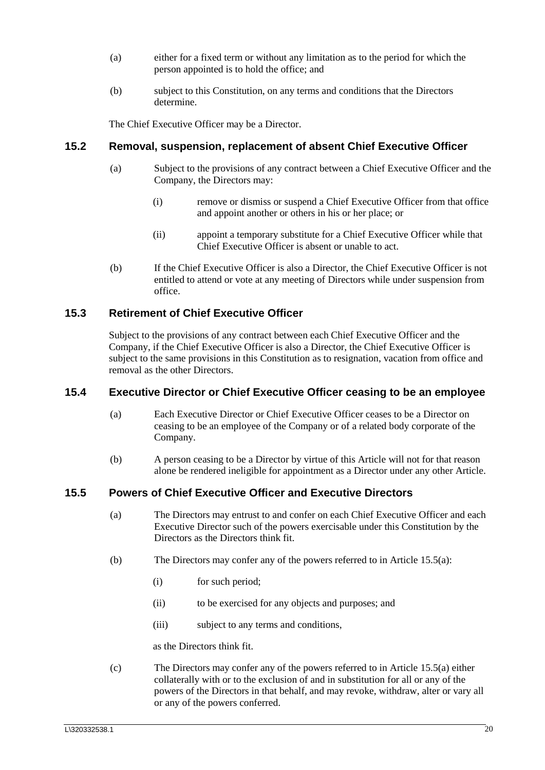(a) either for a fixed term or without any limitation as to the period for which the person appointed is to hold the office; and

(b) subject to this Constitution, on any terms and conditions that the Directors determine.

The Chief Executive Officer may be a Director.

## 15.2 Removal, suspension, replacement of absent Chief Executive Officer

(a) Subject to the provisions of any contract between a Chief Executive Officer and the Company, the Directors may:

   (i) remove or dismiss or suspend a Chief Executive Officer from that office and appoint another or others in his or her place; or

   (ii) appoint a temporary substitute for a Chief Executive Officer while that Chief Executive Officer is absent or unable to act.

(b) If the Chief Executive Officer is also a Director, the Chief Executive Officer is not entitled to attend or vote at any meeting of Directors while under suspension from office.

## 15.3 Retirement of Chief Executive Officer

Subject to the provisions of any contract between each Chief Executive Officer and the Company, if the Chief Executive Officer is also a Director, the Chief Executive Officer is subject to the same provisions in this Constitution as to resignation, vacation from office and removal as the other Directors.

## 15.4 Executive Director or Chief Executive Officer ceasing to be an employee

(a) Each Executive Director or Chief Executive Officer ceases to be a Director on ceasing to be an employee of the Company or of a related body corporate of the Company.

(b) A person ceasing to be a Director by virtue of this Article will not for that reason alone be rendered ineligible for appointment as a Director under any other Article.

## 15.5 Powers of Chief Executive Officer and Executive Directors

(a) The Directors may entrust to and confer on each Chief Executive Officer and each Executive Director such of the powers exercisable under this Constitution by the Directors as the Directors think fit.

(b) The Directors may confer any of the powers referred to in Article 15.5(a):

   (i) for such period;

   (ii) to be exercised for any objects and purposes; and

   (iii) subject to any terms and conditions,

   as the Directors think fit.

(c) The Directors may confer any of the powers referred to in Article 15.5(a) either collaterally with or to the exclusion of and in substitution for all or any of the powers of the Directors in that behalf, and may revoke, withdraw, alter or vary all or any of the powers conferred.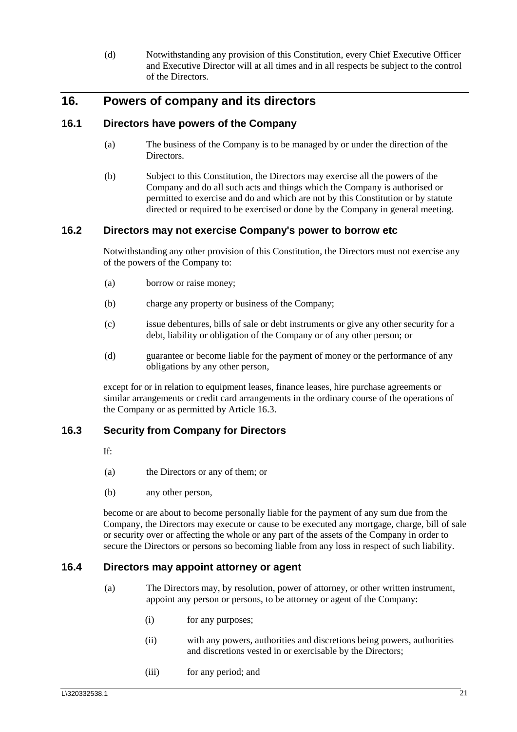(d) Notwithstanding any provision of this Constitution, every Chief Executive Officer and Executive Director will at all times and in all respects be subject to the control of the Directors.

# 16. Powers of company and its directors

## 16.1 Directors have powers of the Company

(a) The business of the Company is to be managed by or under the direction of the Directors.

(b) Subject to this Constitution, the Directors may exercise all the powers of the Company and do all such acts and things which the Company is authorised or permitted to exercise and do and which are not by this Constitution or by statute directed or required to be exercised or done by the Company in general meeting.

## 16.2 Directors may not exercise Company's power to borrow etc

Notwithstanding any other provision of this Constitution, the Directors must not exercise any of the powers of the Company to:

(a) borrow or raise money;

(b) charge any property or business of the Company;

(c) issue debentures, bills of sale or debt instruments or give any other security for a debt, liability or obligation of the Company or of any other person; or

(d) guarantee or become liable for the payment of money or the performance of any obligations by any other person,

except for or in relation to equipment leases, finance leases, hire purchase agreements or similar arrangements or credit card arrangements in the ordinary course of the operations of the Company or as permitted by Article 16.3.

## 16.3 Security from Company for Directors

If:

(a) the Directors or any of them; or

(b) any other person,

become or are about to become personally liable for the payment of any sum due from the Company, the Directors may execute or cause to be executed any mortgage, charge, bill of sale or security over or affecting the whole or any part of the assets of the Company in order to secure the Directors or persons so becoming liable from any loss in respect of such liability.

## 16.4 Directors may appoint attorney or agent

(a) The Directors may, by resolution, power of attorney, or other written instrument, appoint any person or persons, to be attorney or agent of the Company:

(i) for any purposes;

(ii) with any powers, authorities and discretions being powers, authorities and discretions vested in or exercisable by the Directors;

(iii) for any period; and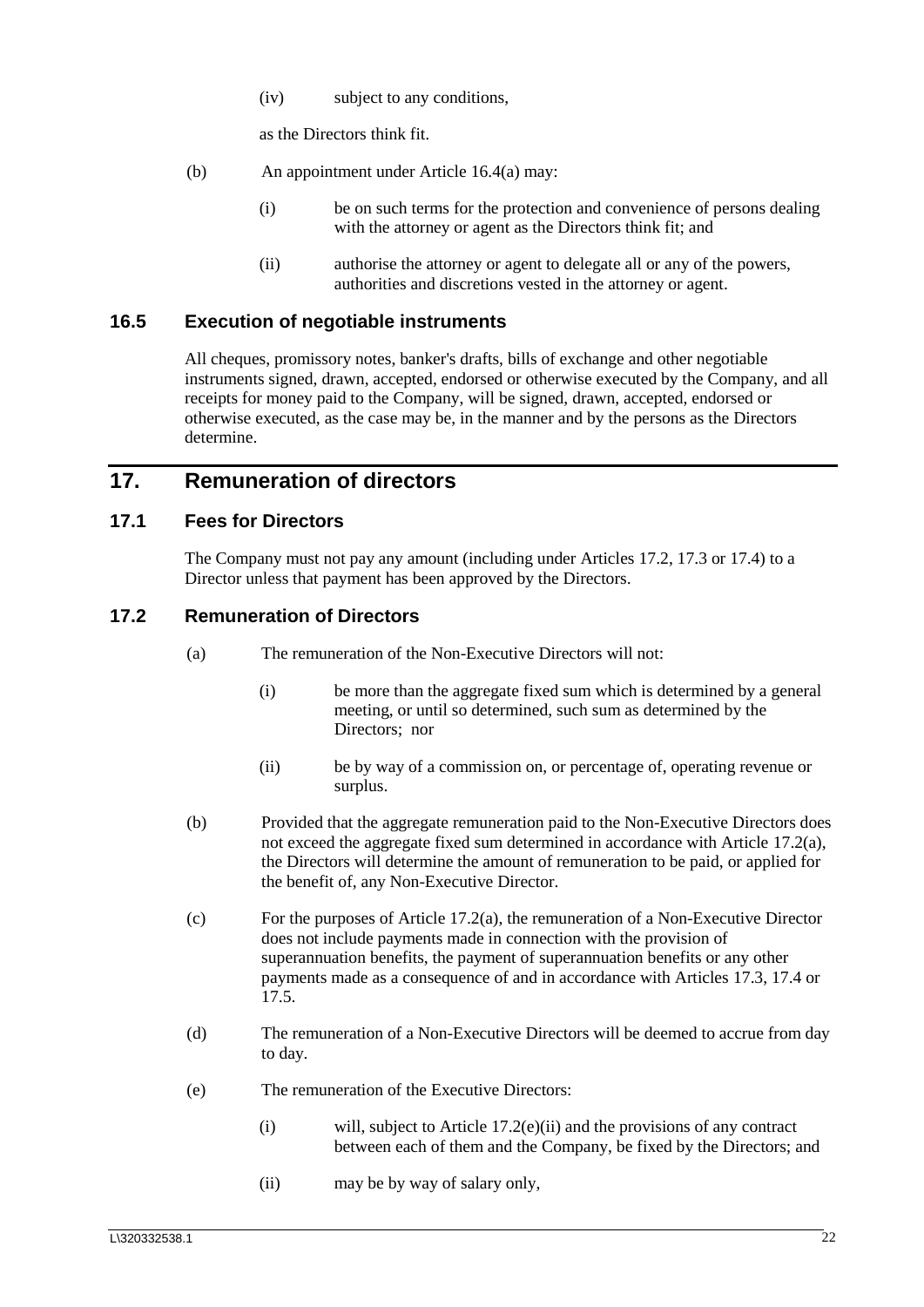(iv) subject to any conditions,

as the Directors think fit.

(b) An appointment under Article 16.4(a) may:

(i) be on such terms for the protection and convenience of persons dealing with the attorney or agent as the Directors think fit; and

(ii) authorise the attorney or agent to delegate all or any of the powers, authorities and discretions vested in the attorney or agent.

### 16.5 Execution of negotiable instruments

All cheques, promissory notes, banker's drafts, bills of exchange and other negotiable instruments signed, drawn, accepted, endorsed or otherwise executed by the Company, and all receipts for money paid to the Company, will be signed, drawn, accepted, endorsed or otherwise executed, as the case may be, in the manner and by the persons as the Directors determine.

## 17. Remuneration of directors

### 17.1 Fees for Directors

The Company must not pay any amount (including under Articles 17.2, 17.3 or 17.4) to a Director unless that payment has been approved by the Directors.

### 17.2 Remuneration of Directors

(a) The remuneration of the Non-Executive Directors will not:

(i) be more than the aggregate fixed sum which is determined by a general meeting, or until so determined, such sum as determined by the Directors; nor

(ii) be by way of a commission on, or percentage of, operating revenue or surplus.

(b) Provided that the aggregate remuneration paid to the Non-Executive Directors does not exceed the aggregate fixed sum determined in accordance with Article 17.2(a), the Directors will determine the amount of remuneration to be paid, or applied for the benefit of, any Non-Executive Director.

(c) For the purposes of Article 17.2(a), the remuneration of a Non-Executive Director does not include payments made in connection with the provision of superannuation benefits, the payment of superannuation benefits or any other payments made as a consequence of and in accordance with Articles 17.3, 17.4 or 17.5.

(d) The remuneration of a Non-Executive Directors will be deemed to accrue from day to day.

(e) The remuneration of the Executive Directors:

(i) will, subject to Article 17.2(e)(ii) and the provisions of any contract between each of them and the Company, be fixed by the Directors; and

(ii) may be by way of salary only,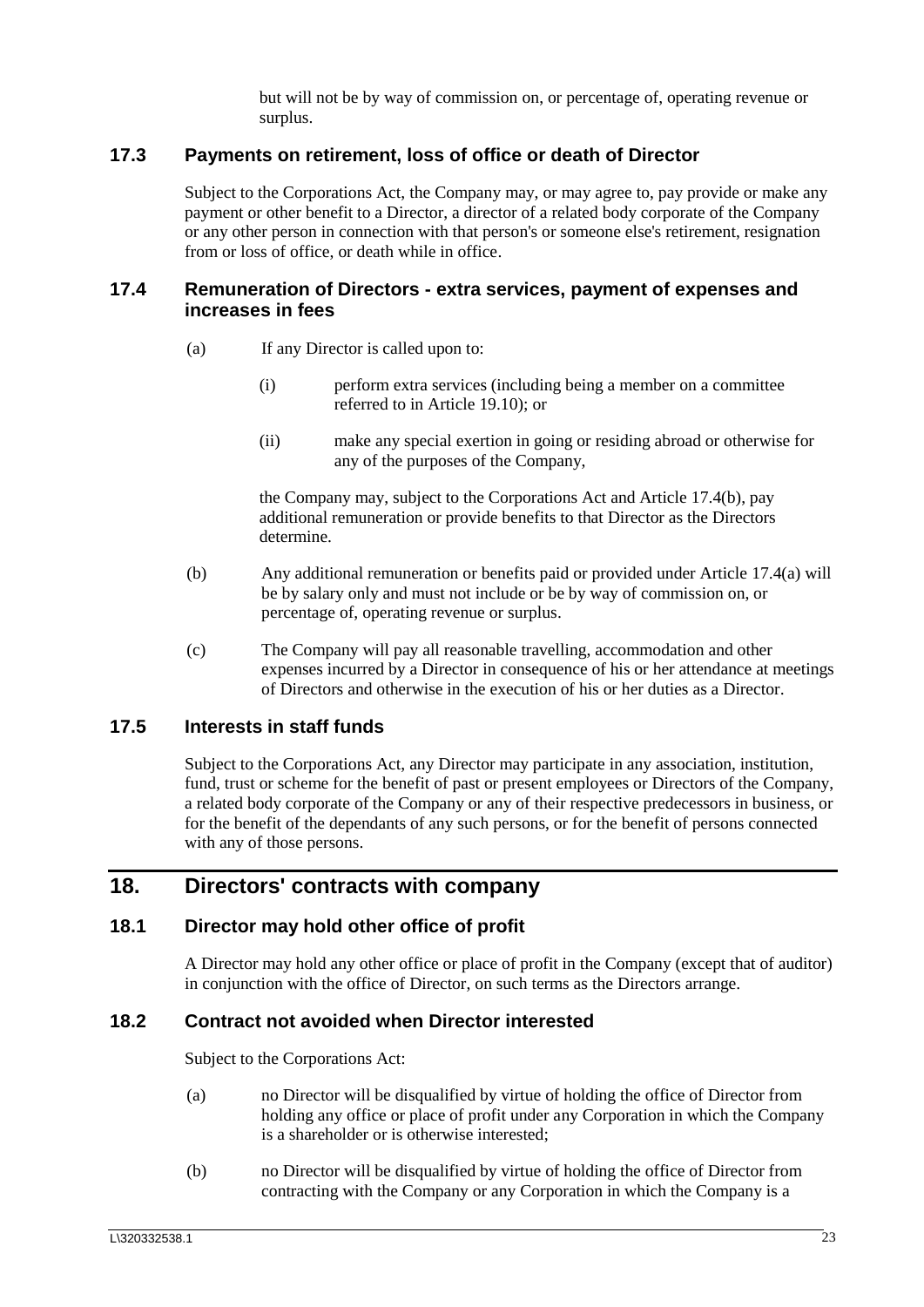but will not be by way of commission on, or percentage of, operating revenue or surplus.

### 17.3 Payments on retirement, loss of office or death of Director

Subject to the Corporations Act, the Company may, or may agree to, pay provide or make any payment or other benefit to a Director, a director of a related body corporate of the Company or any other person in connection with that person's or someone else's retirement, resignation from or loss of office, or death while in office.

### 17.4 Remuneration of Directors - extra services, payment of expenses and increases in fees

(a) If any Director is called upon to:

(i) perform extra services (including being a member on a committee referred to in Article 19.10); or

(ii) make any special exertion in going or residing abroad or otherwise for any of the purposes of the Company,

the Company may, subject to the Corporations Act and Article 17.4(b), pay additional remuneration or provide benefits to that Director as the Directors determine.

(b) Any additional remuneration or benefits paid or provided under Article 17.4(a) will be by salary only and must not include or be by way of commission on, or percentage of, operating revenue or surplus.

(c) The Company will pay all reasonable travelling, accommodation and other expenses incurred by a Director in consequence of his or her attendance at meetings of Directors and otherwise in the execution of his or her duties as a Director.

### 17.5 Interests in staff funds

Subject to the Corporations Act, any Director may participate in any association, institution, fund, trust or scheme for the benefit of past or present employees or Directors of the Company, a related body corporate of the Company or any of their respective predecessors in business, or for the benefit of the dependants of any such persons, or for the benefit of persons connected with any of those persons.

## 18. Directors' contracts with company

### 18.1 Director may hold other office of profit

A Director may hold any other office or place of profit in the Company (except that of auditor) in conjunction with the office of Director, on such terms as the Directors arrange.

### 18.2 Contract not avoided when Director interested

Subject to the Corporations Act:

(a) no Director will be disqualified by virtue of holding the office of Director from holding any office or place of profit under any Corporation in which the Company is a shareholder or is otherwise interested;

(b) no Director will be disqualified by virtue of holding the office of Director from contracting with the Company or any Corporation in which the Company is a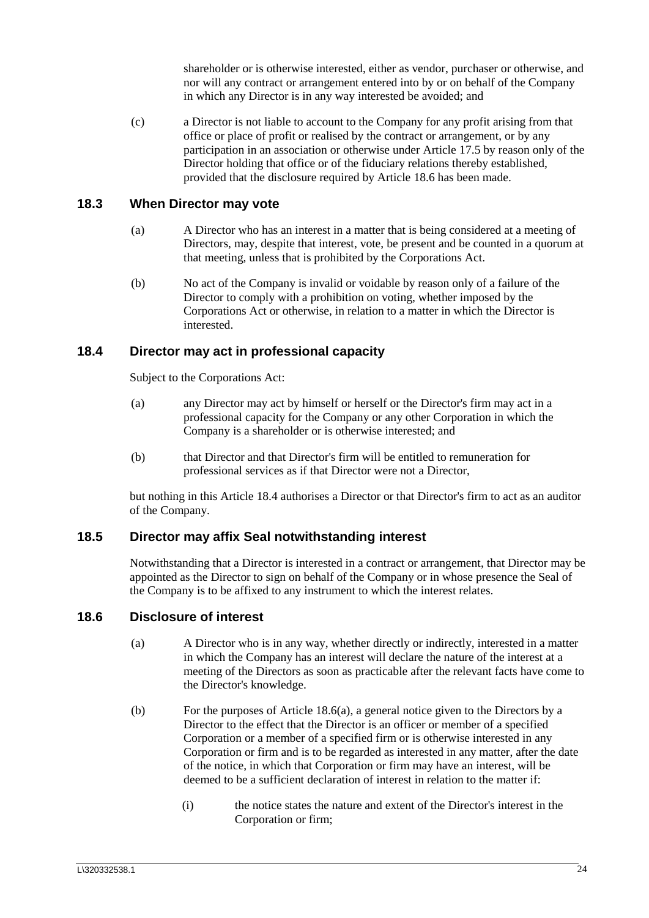shareholder or is otherwise interested, either as vendor, purchaser or otherwise, and nor will any contract or arrangement entered into by or on behalf of the Company in which any Director is in any way interested be avoided; and

(c) a Director is not liable to account to the Company for any profit arising from that office or place of profit or realised by the contract or arrangement, or by any participation in an association or otherwise under Article 17.5 by reason only of the Director holding that office or of the fiduciary relations thereby established, provided that the disclosure required by Article 18.6 has been made.

## 18.3 When Director may vote

(a) A Director who has an interest in a matter that is being considered at a meeting of Directors, may, despite that interest, vote, be present and be counted in a quorum at that meeting, unless that is prohibited by the Corporations Act.

(b) No act of the Company is invalid or voidable by reason only of a failure of the Director to comply with a prohibition on voting, whether imposed by the Corporations Act or otherwise, in relation to a matter in which the Director is interested.

## 18.4 Director may act in professional capacity

Subject to the Corporations Act:

(a) any Director may act by himself or herself or the Director's firm may act in a professional capacity for the Company or any other Corporation in which the Company is a shareholder or is otherwise interested; and

(b) that Director and that Director's firm will be entitled to remuneration for professional services as if that Director were not a Director,

but nothing in this Article 18.4 authorises a Director or that Director's firm to act as an auditor of the Company.

## 18.5 Director may affix Seal notwithstanding interest

Notwithstanding that a Director is interested in a contract or arrangement, that Director may be appointed as the Director to sign on behalf of the Company or in whose presence the Seal of the Company is to be affixed to any instrument to which the interest relates.

## 18.6 Disclosure of interest

(a) A Director who is in any way, whether directly or indirectly, interested in a matter in which the Company has an interest will declare the nature of the interest at a meeting of the Directors as soon as practicable after the relevant facts have come to the Director's knowledge.

(b) For the purposes of Article 18.6(a), a general notice given to the Directors by a Director to the effect that the Director is an officer or member of a specified Corporation or a member of a specified firm or is otherwise interested in any Corporation or firm and is to be regarded as interested in any matter, after the date of the notice, in which that Corporation or firm may have an interest, will be deemed to be a sufficient declaration of interest in relation to the matter if:

(i) the notice states the nature and extent of the Director's interest in the Corporation or firm;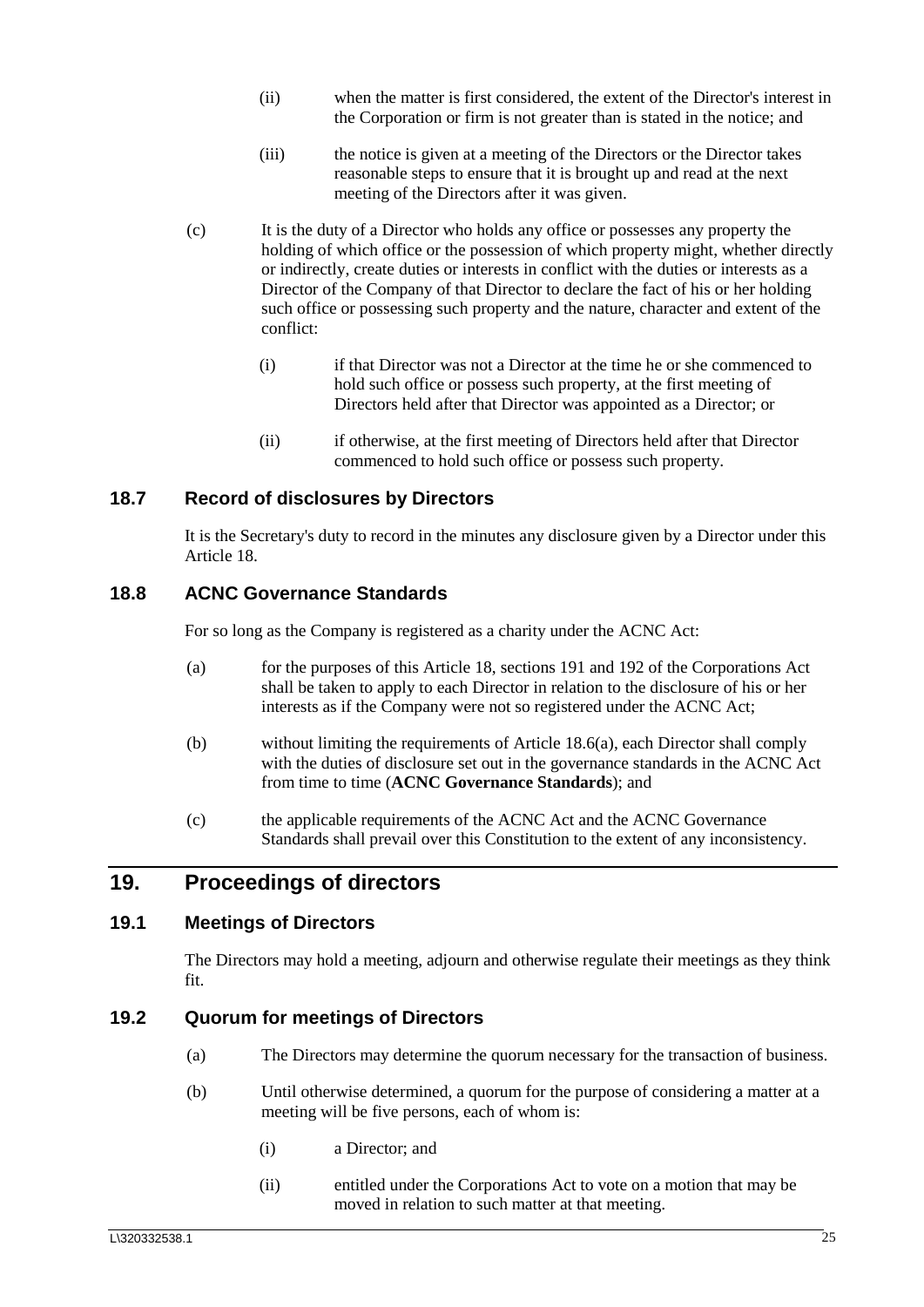(ii) when the matter is first considered, the extent of the Director's interest in the Corporation or firm is not greater than is stated in the notice; and

(iii) the notice is given at a meeting of the Directors or the Director takes reasonable steps to ensure that it is brought up and read at the next meeting of the Directors after it was given.

(c) It is the duty of a Director who holds any office or possesses any property the holding of which office or the possession of which property might, whether directly or indirectly, create duties or interests in conflict with the duties or interests as a Director of the Company of that Director to declare the fact of his or her holding such office or possessing such property and the nature, character and extent of the conflict:

(i) if that Director was not a Director at the time he or she commenced to hold such office or possess such property, at the first meeting of Directors held after that Director was appointed as a Director; or

(ii) if otherwise, at the first meeting of Directors held after that Director commenced to hold such office or possess such property.

### 18.7 Record of disclosures by Directors

It is the Secretary's duty to record in the minutes any disclosure given by a Director under this Article 18.

### 18.8 ACNC Governance Standards

For so long as the Company is registered as a charity under the ACNC Act:

(a) for the purposes of this Article 18, sections 191 and 192 of the Corporations Act shall be taken to apply to each Director in relation to the disclosure of his or her interests as if the Company were not so registered under the ACNC Act;

(b) without limiting the requirements of Article 18.6(a), each Director shall comply with the duties of disclosure set out in the governance standards in the ACNC Act from time to time (**ACNC Governance Standards**); and

(c) the applicable requirements of the ACNC Act and the ACNC Governance Standards shall prevail over this Constitution to the extent of any inconsistency.

## 19. Proceedings of directors

### 19.1 Meetings of Directors

The Directors may hold a meeting, adjourn and otherwise regulate their meetings as they think fit.

### 19.2 Quorum for meetings of Directors

(a) The Directors may determine the quorum necessary for the transaction of business.

(b) Until otherwise determined, a quorum for the purpose of considering a matter at a meeting will be five persons, each of whom is:

(i) a Director; and

(ii) entitled under the Corporations Act to vote on a motion that may be moved in relation to such matter at that meeting.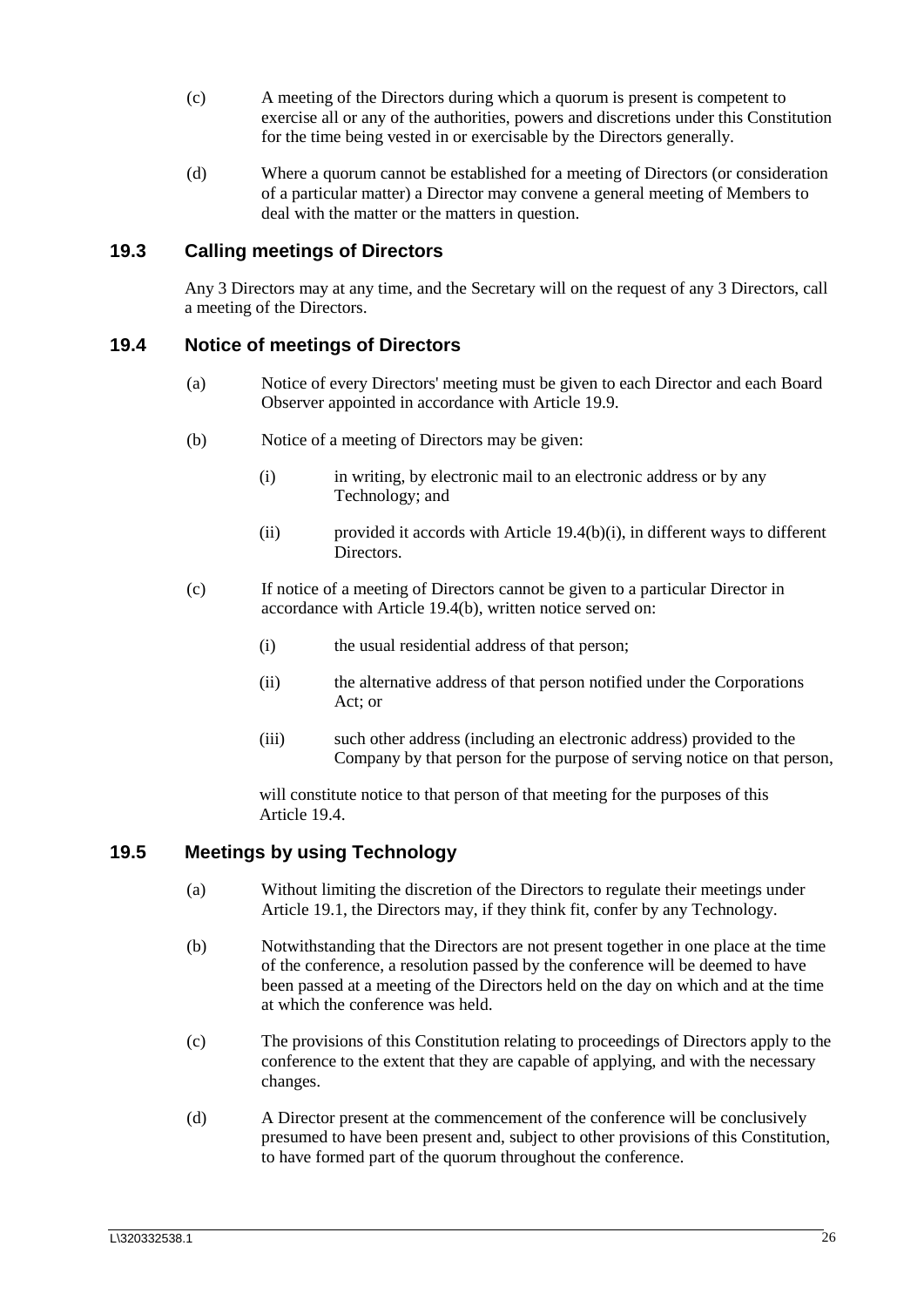(c) A meeting of the Directors during which a quorum is present is competent to exercise all or any of the authorities, powers and discretions under this Constitution for the time being vested in or exercisable by the Directors generally.

(d) Where a quorum cannot be established for a meeting of Directors (or consideration of a particular matter) a Director may convene a general meeting of Members to deal with the matter or the matters in question.

## 19.3 Calling meetings of Directors

Any 3 Directors may at any time, and the Secretary will on the request of any 3 Directors, call a meeting of the Directors.

## 19.4 Notice of meetings of Directors

(a) Notice of every Directors' meeting must be given to each Director and each Board Observer appointed in accordance with Article 19.9.

(b) Notice of a meeting of Directors may be given:

(i) in writing, by electronic mail to an electronic address or by any Technology; and

(ii) provided it accords with Article 19.4(b)(i), in different ways to different Directors.

(c) If notice of a meeting of Directors cannot be given to a particular Director in accordance with Article 19.4(b), written notice served on:

(i) the usual residential address of that person;

(ii) the alternative address of that person notified under the Corporations Act; or

(iii) such other address (including an electronic address) provided to the Company by that person for the purpose of serving notice on that person,

will constitute notice to that person of that meeting for the purposes of this Article 19.4.

## 19.5 Meetings by using Technology

(a) Without limiting the discretion of the Directors to regulate their meetings under Article 19.1, the Directors may, if they think fit, confer by any Technology.

(b) Notwithstanding that the Directors are not present together in one place at the time of the conference, a resolution passed by the conference will be deemed to have been passed at a meeting of the Directors held on the day on which and at the time at which the conference was held.

(c) The provisions of this Constitution relating to proceedings of Directors apply to the conference to the extent that they are capable of applying, and with the necessary changes.

(d) A Director present at the commencement of the conference will be conclusively presumed to have been present and, subject to other provisions of this Constitution, to have formed part of the quorum throughout the conference.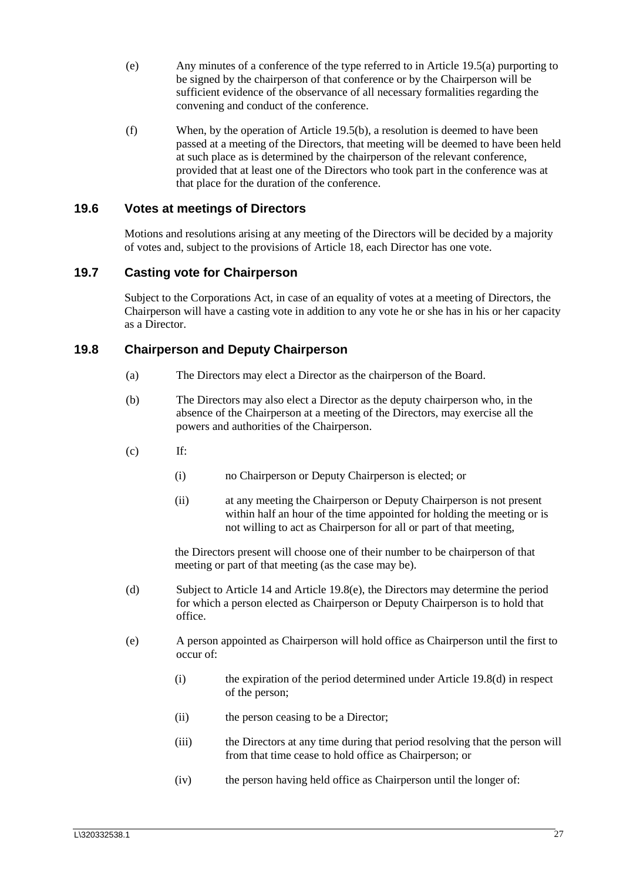(e) Any minutes of a conference of the type referred to in Article 19.5(a) purporting to be signed by the chairperson of that conference or by the Chairperson will be sufficient evidence of the observance of all necessary formalities regarding the convening and conduct of the conference.

(f) When, by the operation of Article 19.5(b), a resolution is deemed to have been passed at a meeting of the Directors, that meeting will be deemed to have been held at such place as is determined by the chairperson of the relevant conference, provided that at least one of the Directors who took part in the conference was at that place for the duration of the conference.

### 19.6 Votes at meetings of Directors

Motions and resolutions arising at any meeting of the Directors will be decided by a majority of votes and, subject to the provisions of Article 18, each Director has one vote.

### 19.7 Casting vote for Chairperson

Subject to the Corporations Act, in case of an equality of votes at a meeting of Directors, the Chairperson will have a casting vote in addition to any vote he or she has in his or her capacity as a Director.

### 19.8 Chairperson and Deputy Chairperson

(a) The Directors may elect a Director as the chairperson of the Board.

(b) The Directors may also elect a Director as the deputy chairperson who, in the absence of the Chairperson at a meeting of the Directors, may exercise all the powers and authorities of the Chairperson.

(c) If:

(i) no Chairperson or Deputy Chairperson is elected; or

(ii) at any meeting the Chairperson or Deputy Chairperson is not present within half an hour of the time appointed for holding the meeting or is not willing to act as Chairperson for all or part of that meeting,

the Directors present will choose one of their number to be chairperson of that meeting or part of that meeting (as the case may be).

(d) Subject to Article 14 and Article 19.8(e), the Directors may determine the period for which a person elected as Chairperson or Deputy Chairperson is to hold that office.

(e) A person appointed as Chairperson will hold office as Chairperson until the first to occur of:

(i) the expiration of the period determined under Article 19.8(d) in respect of the person;

(ii) the person ceasing to be a Director;

(iii) the Directors at any time during that period resolving that the person will from that time cease to hold office as Chairperson; or

(iv) the person having held office as Chairperson until the longer of: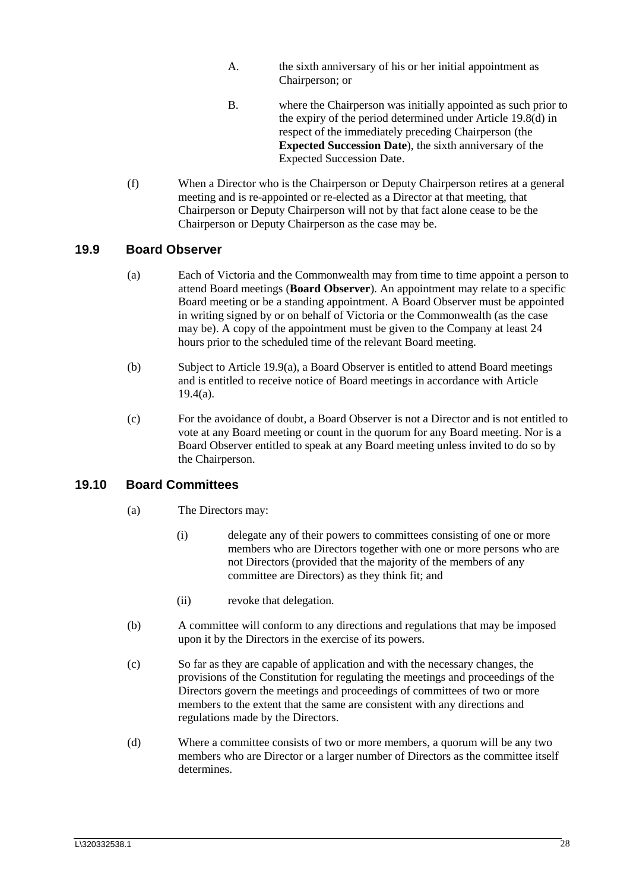A. the sixth anniversary of his or her initial appointment as Chairperson; or

B. where the Chairperson was initially appointed as such prior to the expiry of the period determined under Article 19.8(d) in respect of the immediately preceding Chairperson (the **Expected Succession Date**), the sixth anniversary of the Expected Succession Date.

(f) When a Director who is the Chairperson or Deputy Chairperson retires at a general meeting and is re-appointed or re-elected as a Director at that meeting, that Chairperson or Deputy Chairperson will not by that fact alone cease to be the Chairperson or Deputy Chairperson as the case may be.

## 19.9 Board Observer

(a) Each of Victoria and the Commonwealth may from time to time appoint a person to attend Board meetings (**Board Observer**). An appointment may relate to a specific Board meeting or be a standing appointment. A Board Observer must be appointed in writing signed by or on behalf of Victoria or the Commonwealth (as the case may be). A copy of the appointment must be given to the Company at least 24 hours prior to the scheduled time of the relevant Board meeting.

(b) Subject to Article 19.9(a), a Board Observer is entitled to attend Board meetings and is entitled to receive notice of Board meetings in accordance with Article 19.4(a).

(c) For the avoidance of doubt, a Board Observer is not a Director and is not entitled to vote at any Board meeting or count in the quorum for any Board meeting. Nor is a Board Observer entitled to speak at any Board meeting unless invited to do so by the Chairperson.

## 19.10 Board Committees

(a) The Directors may:

(i) delegate any of their powers to committees consisting of one or more members who are Directors together with one or more persons who are not Directors (provided that the majority of the members of any committee are Directors) as they think fit; and

(ii) revoke that delegation.

(b) A committee will conform to any directions and regulations that may be imposed upon it by the Directors in the exercise of its powers.

(c) So far as they are capable of application and with the necessary changes, the provisions of the Constitution for regulating the meetings and proceedings of the Directors govern the meetings and proceedings of committees of two or more members to the extent that the same are consistent with any directions and regulations made by the Directors.

(d) Where a committee consists of two or more members, a quorum will be any two members who are Director or a larger number of Directors as the committee itself determines.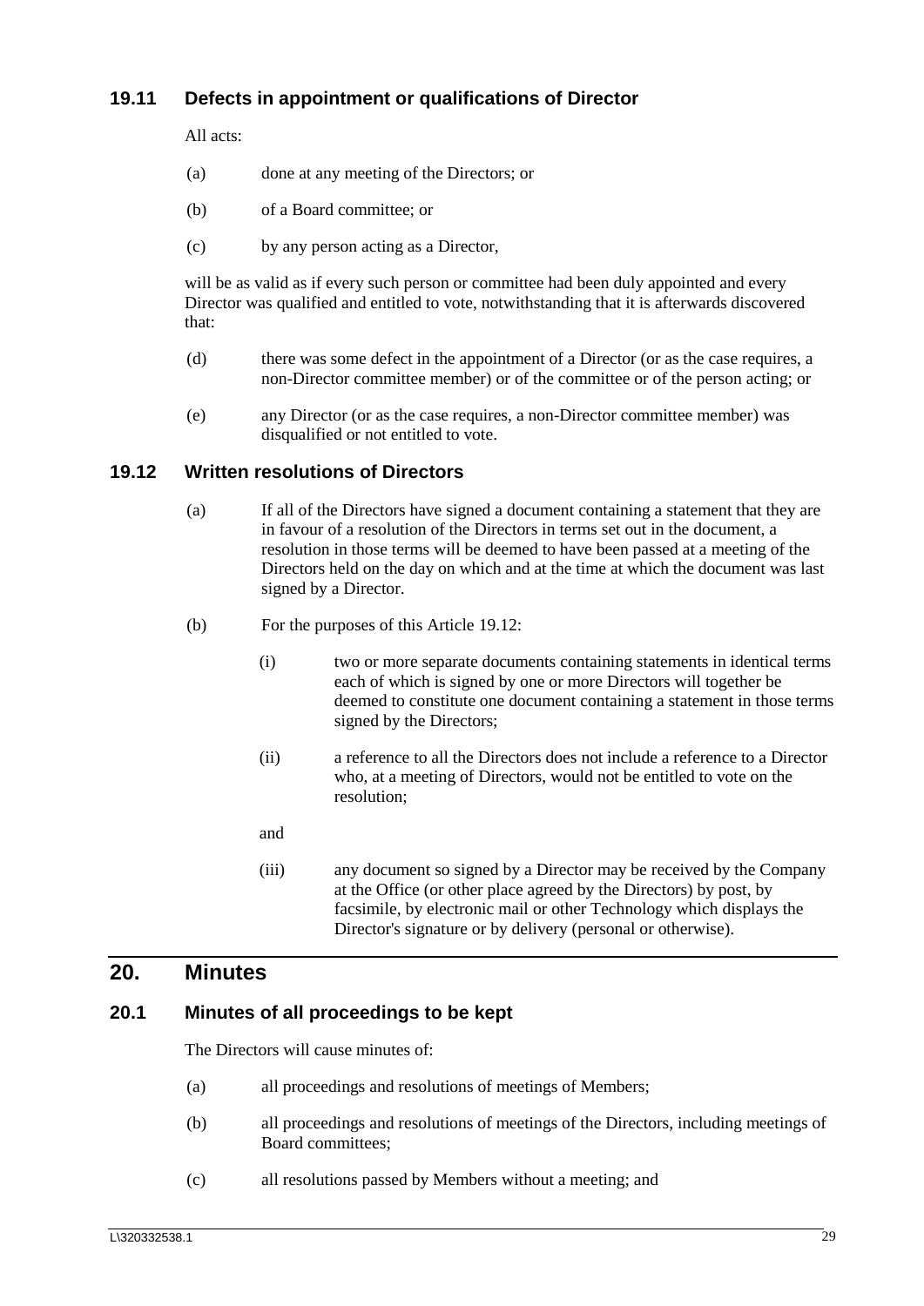### 19.11 Defects in appointment or qualifications of Director

All acts:

(a) done at any meeting of the Directors; or

(b) of a Board committee; or

(c) by any person acting as a Director,

will be as valid as if every such person or committee had been duly appointed and every Director was qualified and entitled to vote, notwithstanding that it is afterwards discovered that:

(d) there was some defect in the appointment of a Director (or as the case requires, a non-Director committee member) or of the committee or of the person acting; or

(e) any Director (or as the case requires, a non-Director committee member) was disqualified or not entitled to vote.

### 19.12 Written resolutions of Directors

(a) If all of the Directors have signed a document containing a statement that they are in favour of a resolution of the Directors in terms set out in the document, a resolution in those terms will be deemed to have been passed at a meeting of the Directors held on the day on which and at the time at which the document was last signed by a Director.

(b) For the purposes of this Article 19.12:

(i) two or more separate documents containing statements in identical terms each of which is signed by one or more Directors will together be deemed to constitute one document containing a statement in those terms signed by the Directors;

(ii) a reference to all the Directors does not include a reference to a Director who, at a meeting of Directors, would not be entitled to vote on the resolution;

and

(iii) any document so signed by a Director may be received by the Company at the Office (or other place agreed by the Directors) by post, by facsimile, by electronic mail or other Technology which displays the Director's signature or by delivery (personal or otherwise).

## 20. Minutes

### 20.1 Minutes of all proceedings to be kept

The Directors will cause minutes of:

(a) all proceedings and resolutions of meetings of Members;

(b) all proceedings and resolutions of meetings of the Directors, including meetings of Board committees;

(c) all resolutions passed by Members without a meeting; and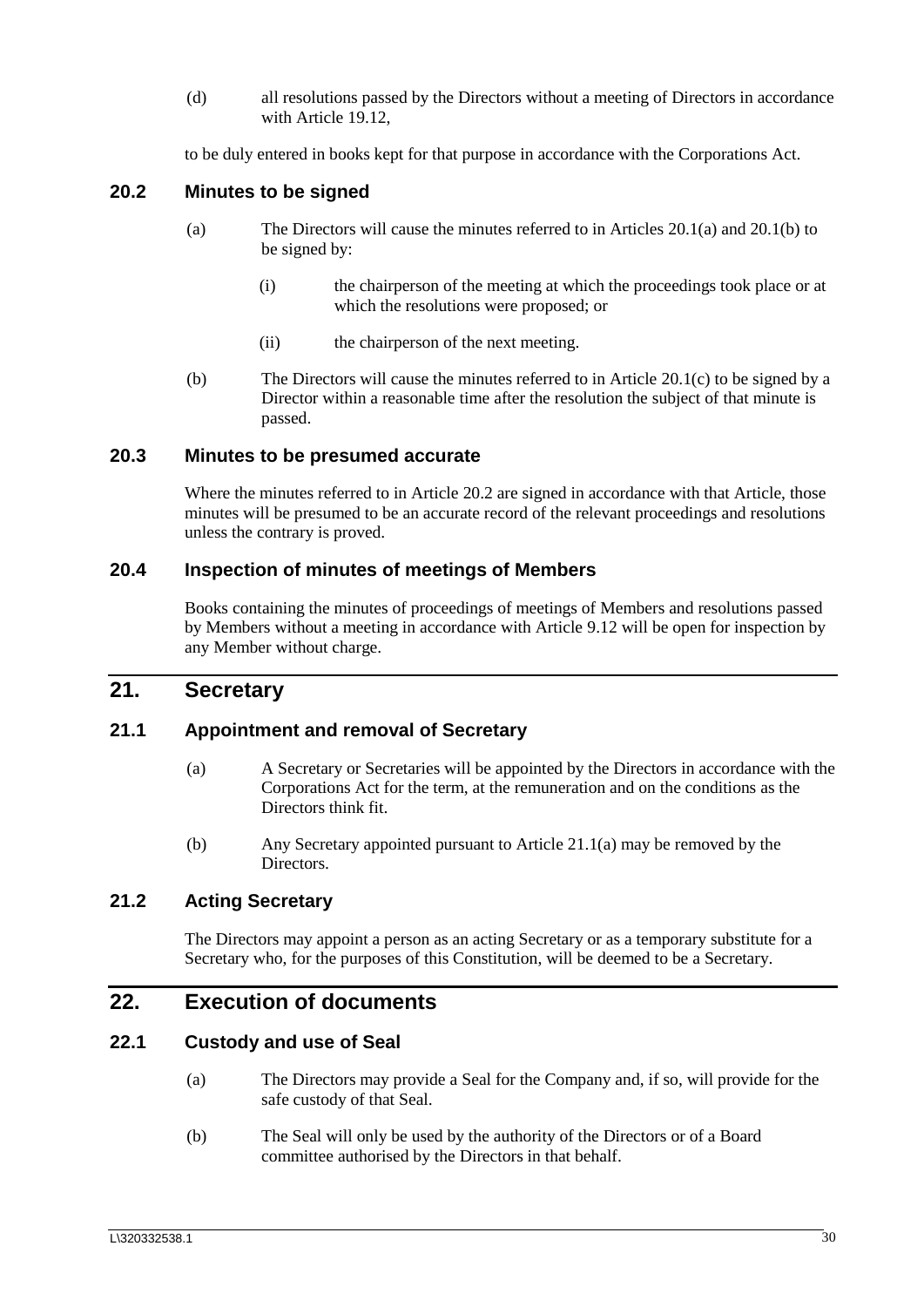(d) all resolutions passed by the Directors without a meeting of Directors in accordance with Article 19.12,

to be duly entered in books kept for that purpose in accordance with the Corporations Act.

### 20.2 Minutes to be signed

(a) The Directors will cause the minutes referred to in Articles 20.1(a) and 20.1(b) to be signed by:

(i) the chairperson of the meeting at which the proceedings took place or at which the resolutions were proposed; or

(ii) the chairperson of the next meeting.

(b) The Directors will cause the minutes referred to in Article 20.1(c) to be signed by a Director within a reasonable time after the resolution the subject of that minute is passed.

### 20.3 Minutes to be presumed accurate

Where the minutes referred to in Article 20.2 are signed in accordance with that Article, those minutes will be presumed to be an accurate record of the relevant proceedings and resolutions unless the contrary is proved.

### 20.4 Inspection of minutes of meetings of Members

Books containing the minutes of proceedings of meetings of Members and resolutions passed by Members without a meeting in accordance with Article 9.12 will be open for inspection by any Member without charge.

## 21. Secretary

### 21.1 Appointment and removal of Secretary

(a) A Secretary or Secretaries will be appointed by the Directors in accordance with the Corporations Act for the term, at the remuneration and on the conditions as the Directors think fit.

(b) Any Secretary appointed pursuant to Article 21.1(a) may be removed by the Directors.

### 21.2 Acting Secretary

The Directors may appoint a person as an acting Secretary or as a temporary substitute for a Secretary who, for the purposes of this Constitution, will be deemed to be a Secretary.

## 22. Execution of documents

### 22.1 Custody and use of Seal

(a) The Directors may provide a Seal for the Company and, if so, will provide for the safe custody of that Seal.

(b) The Seal will only be used by the authority of the Directors or of a Board committee authorised by the Directors in that behalf.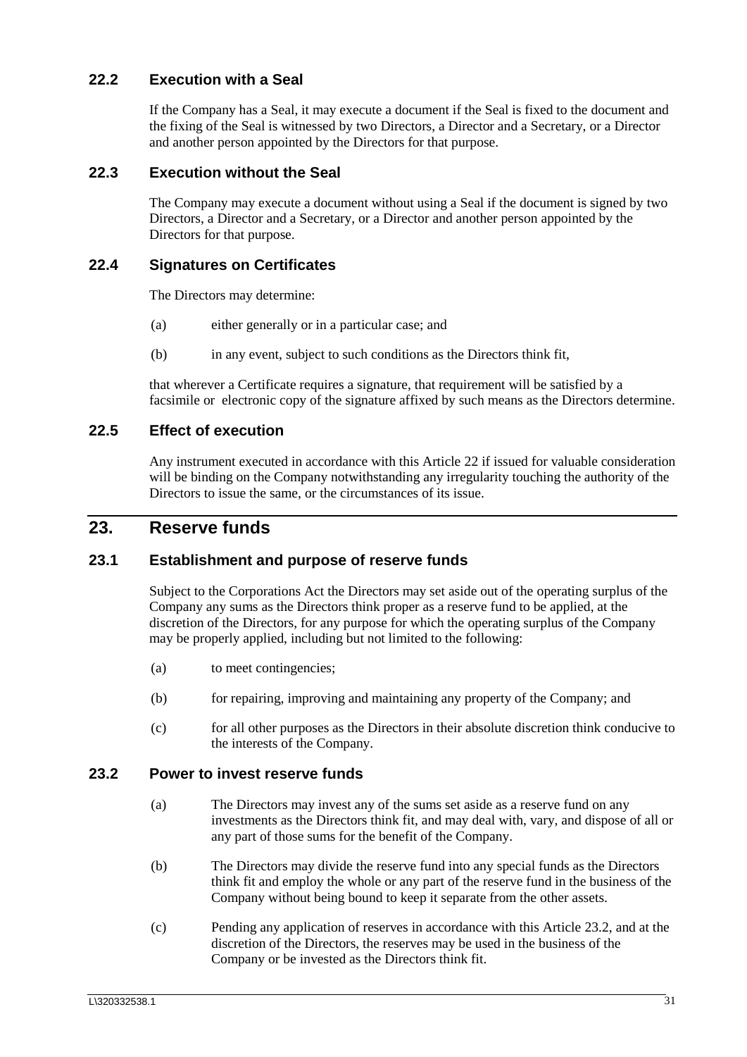### 22.2 Execution with a Seal

If the Company has a Seal, it may execute a document if the Seal is fixed to the document and the fixing of the Seal is witnessed by two Directors, a Director and a Secretary, or a Director and another person appointed by the Directors for that purpose.

### 22.3 Execution without the Seal

The Company may execute a document without using a Seal if the document is signed by two Directors, a Director and a Secretary, or a Director and another person appointed by the Directors for that purpose.

### 22.4 Signatures on Certificates

The Directors may determine:

(a) either generally or in a particular case; and

(b) in any event, subject to such conditions as the Directors think fit,

that wherever a Certificate requires a signature, that requirement will be satisfied by a facsimile or electronic copy of the signature affixed by such means as the Directors determine.

### 22.5 Effect of execution

Any instrument executed in accordance with this Article 22 if issued for valuable consideration will be binding on the Company notwithstanding any irregularity touching the authority of the Directors to issue the same, or the circumstances of its issue.

## 23. Reserve funds

### 23.1 Establishment and purpose of reserve funds

Subject to the Corporations Act the Directors may set aside out of the operating surplus of the Company any sums as the Directors think proper as a reserve fund to be applied, at the discretion of the Directors, for any purpose for which the operating surplus of the Company may be properly applied, including but not limited to the following:

(a) to meet contingencies;

(b) for repairing, improving and maintaining any property of the Company; and

(c) for all other purposes as the Directors in their absolute discretion think conducive to the interests of the Company.

### 23.2 Power to invest reserve funds

(a) The Directors may invest any of the sums set aside as a reserve fund on any investments as the Directors think fit, and may deal with, vary, and dispose of all or any part of those sums for the benefit of the Company.

(b) The Directors may divide the reserve fund into any special funds as the Directors think fit and employ the whole or any part of the reserve fund in the business of the Company without being bound to keep it separate from the other assets.

(c) Pending any application of reserves in accordance with this Article 23.2, and at the discretion of the Directors, the reserves may be used in the business of the Company or be invested as the Directors think fit.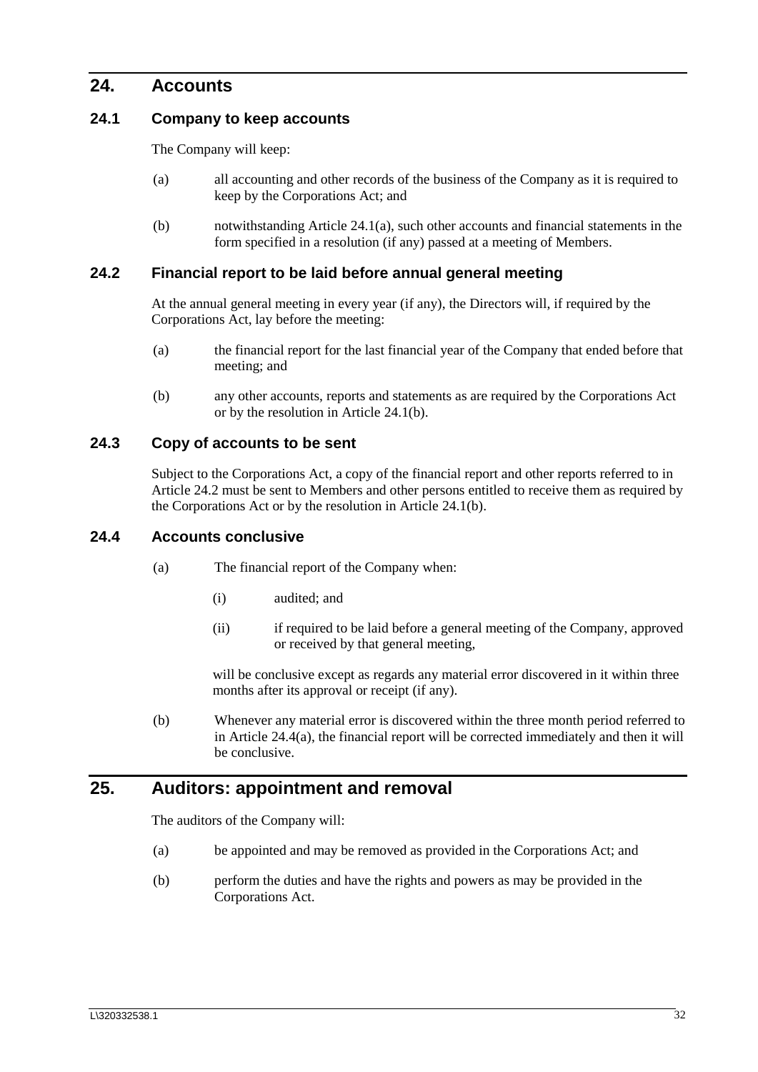# 24. Accounts

## 24.1 Company to keep accounts

The Company will keep:

(a) all accounting and other records of the business of the Company as it is required to keep by the Corporations Act; and

(b) notwithstanding Article 24.1(a), such other accounts and financial statements in the form specified in a resolution (if any) passed at a meeting of Members.

## 24.2 Financial report to be laid before annual general meeting

At the annual general meeting in every year (if any), the Directors will, if required by the Corporations Act, lay before the meeting:

(a) the financial report for the last financial year of the Company that ended before that meeting; and

(b) any other accounts, reports and statements as are required by the Corporations Act or by the resolution in Article 24.1(b).

## 24.3 Copy of accounts to be sent

Subject to the Corporations Act, a copy of the financial report and other reports referred to in Article 24.2 must be sent to Members and other persons entitled to receive them as required by the Corporations Act or by the resolution in Article 24.1(b).

## 24.4 Accounts conclusive

(a) The financial report of the Company when:

(i) audited; and

(ii) if required to be laid before a general meeting of the Company, approved or received by that general meeting,

will be conclusive except as regards any material error discovered in it within three months after its approval or receipt (if any).

(b) Whenever any material error is discovered within the three month period referred to in Article 24.4(a), the financial report will be corrected immediately and then it will be conclusive.

# 25. Auditors: appointment and removal

The auditors of the Company will:

(a) be appointed and may be removed as provided in the Corporations Act; and

(b) perform the duties and have the rights and powers as may be provided in the Corporations Act.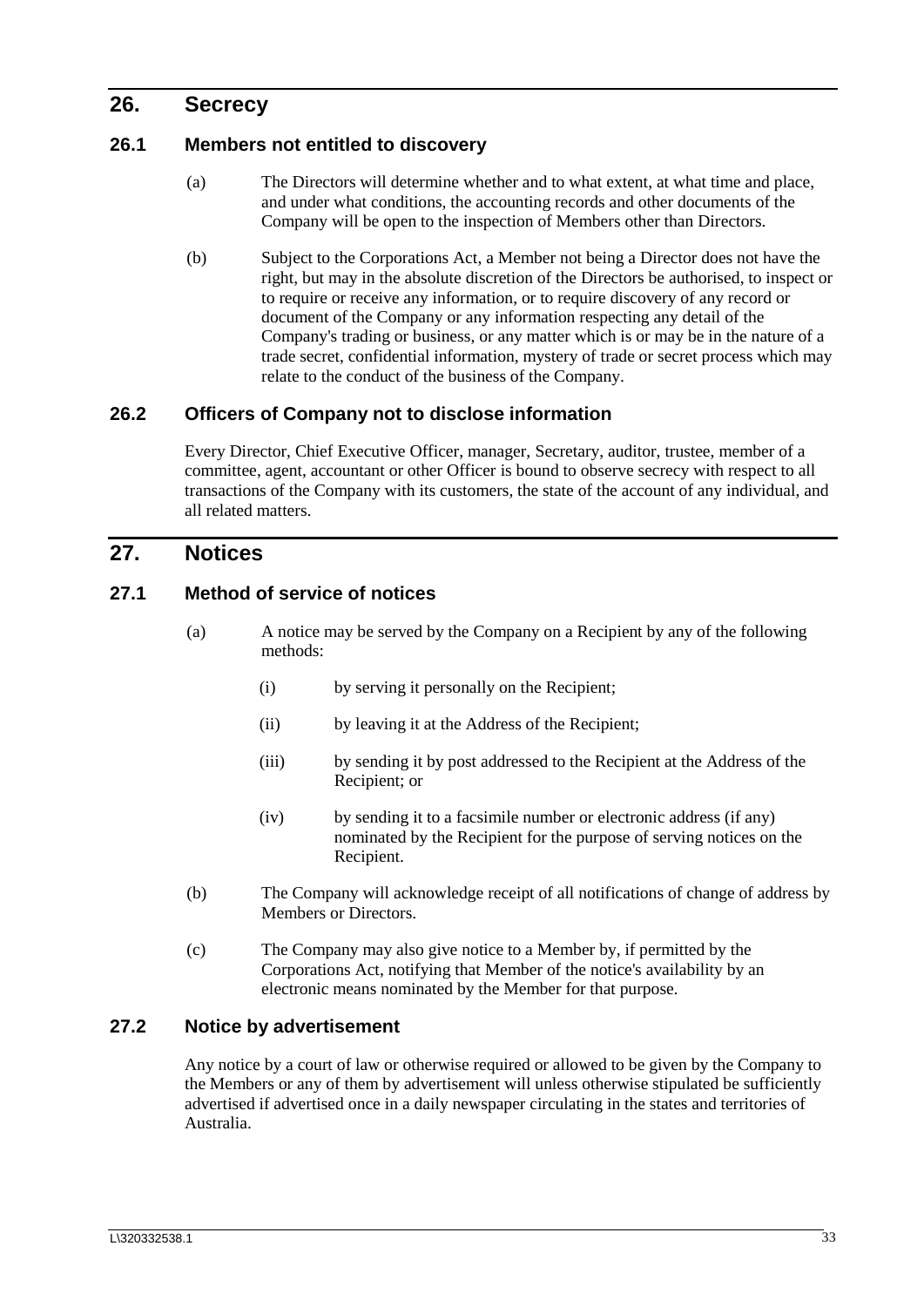## 26. Secrecy

### 26.1 Members not entitled to discovery

(a) The Directors will determine whether and to what extent, at what time and place, and under what conditions, the accounting records and other documents of the Company will be open to the inspection of Members other than Directors.

(b) Subject to the Corporations Act, a Member not being a Director does not have the right, but may in the absolute discretion of the Directors be authorised, to inspect or to require or receive any information, or to require discovery of any record or document of the Company or any information respecting any detail of the Company's trading or business, or any matter which is or may be in the nature of a trade secret, confidential information, mystery of trade or secret process which may relate to the conduct of the business of the Company.

### 26.2 Officers of Company not to disclose information

Every Director, Chief Executive Officer, manager, Secretary, auditor, trustee, member of a committee, agent, accountant or other Officer is bound to observe secrecy with respect to all transactions of the Company with its customers, the state of the account of any individual, and all related matters.

## 27. Notices

### 27.1 Method of service of notices

(a) A notice may be served by the Company on a Recipient by any of the following methods:

(i) by serving it personally on the Recipient;

(ii) by leaving it at the Address of the Recipient;

(iii) by sending it by post addressed to the Recipient at the Address of the Recipient; or

(iv) by sending it to a facsimile number or electronic address (if any) nominated by the Recipient for the purpose of serving notices on the Recipient.

(b) The Company will acknowledge receipt of all notifications of change of address by Members or Directors.

(c) The Company may also give notice to a Member by, if permitted by the Corporations Act, notifying that Member of the notice's availability by an electronic means nominated by the Member for that purpose.

### 27.2 Notice by advertisement

Any notice by a court of law or otherwise required or allowed to be given by the Company to the Members or any of them by advertisement will unless otherwise stipulated be sufficiently advertised if advertised once in a daily newspaper circulating in the states and territories of Australia.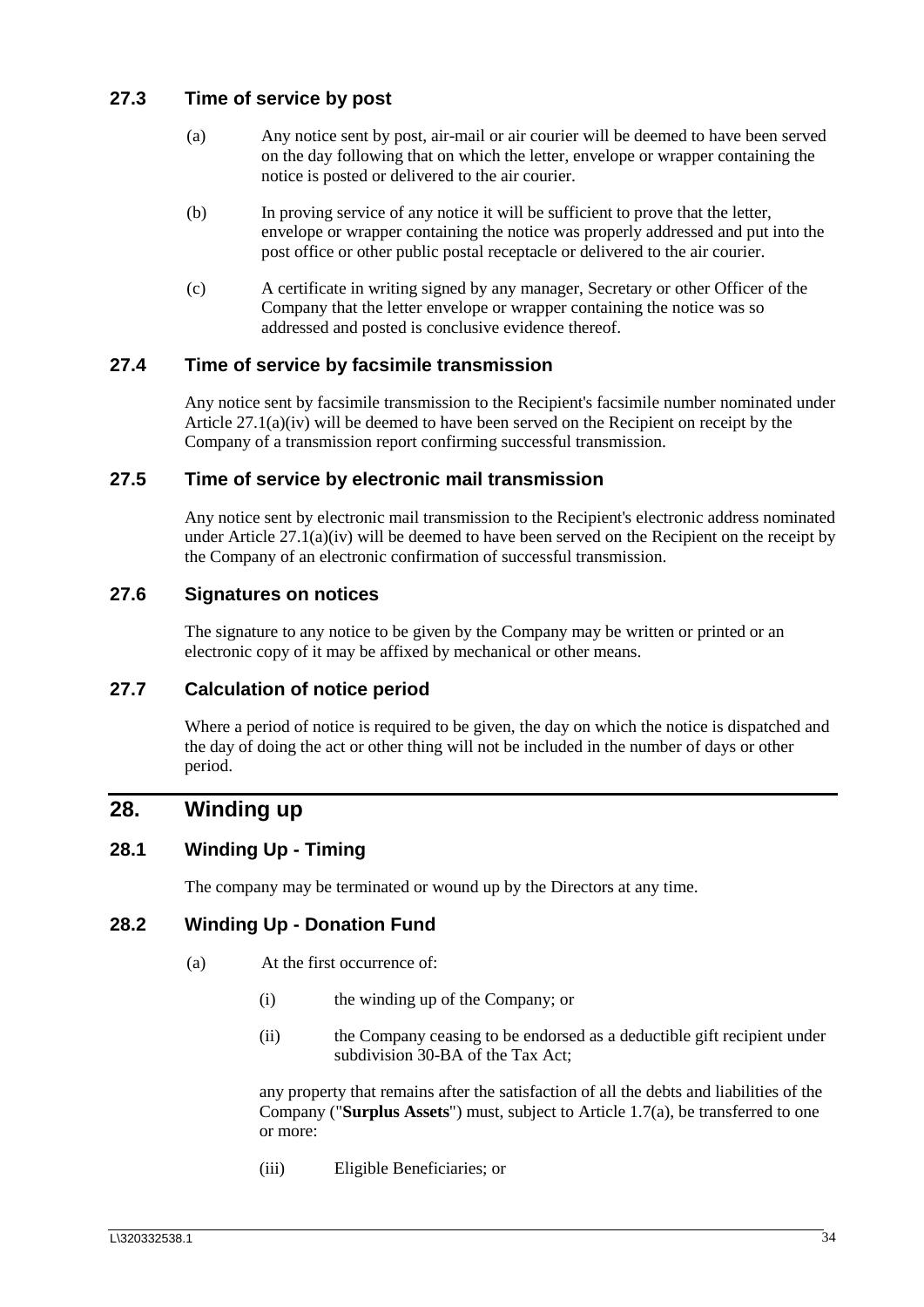### 27.3 Time of service by post

(a) Any notice sent by post, air-mail or air courier will be deemed to have been served on the day following that on which the letter, envelope or wrapper containing the notice is posted or delivered to the air courier.

(b) In proving service of any notice it will be sufficient to prove that the letter, envelope or wrapper containing the notice was properly addressed and put into the post office or other public postal receptacle or delivered to the air courier.

(c) A certificate in writing signed by any manager, Secretary or other Officer of the Company that the letter envelope or wrapper containing the notice was so addressed and posted is conclusive evidence thereof.

### 27.4 Time of service by facsimile transmission

Any notice sent by facsimile transmission to the Recipient's facsimile number nominated under Article 27.1(a)(iv) will be deemed to have been served on the Recipient on receipt by the Company of a transmission report confirming successful transmission.

### 27.5 Time of service by electronic mail transmission

Any notice sent by electronic mail transmission to the Recipient's electronic address nominated under Article 27.1(a)(iv) will be deemed to have been served on the Recipient on the receipt by the Company of an electronic confirmation of successful transmission.

### 27.6 Signatures on notices

The signature to any notice to be given by the Company may be written or printed or an electronic copy of it may be affixed by mechanical or other means.

### 27.7 Calculation of notice period

Where a period of notice is required to be given, the day on which the notice is dispatched and the day of doing the act or other thing will not be included in the number of days or other period.

## 28. Winding up

### 28.1 Winding Up - Timing

The company may be terminated or wound up by the Directors at any time.

### 28.2 Winding Up - Donation Fund

(a) At the first occurrence of:

(i) the winding up of the Company; or

(ii) the Company ceasing to be endorsed as a deductible gift recipient under subdivision 30-BA of the Tax Act;

any property that remains after the satisfaction of all the debts and liabilities of the Company ("**Surplus Assets**") must, subject to Article 1.7(a), be transferred to one or more:

(iii) Eligible Beneficiaries; or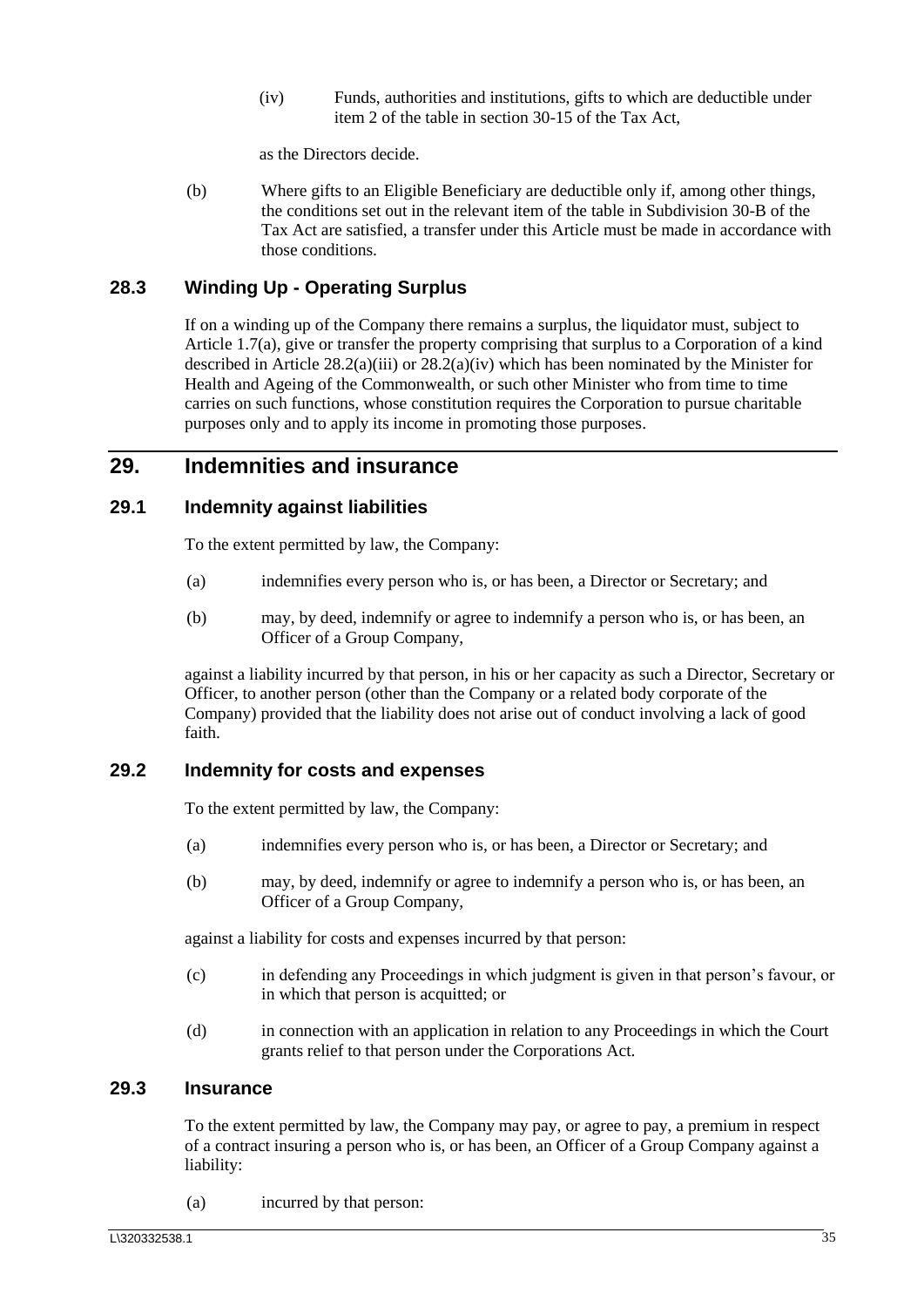(iv) Funds, authorities and institutions, gifts to which are deductible under item 2 of the table in section 30-15 of the Tax Act,

as the Directors decide.

(b) Where gifts to an Eligible Beneficiary are deductible only if, among other things, the conditions set out in the relevant item of the table in Subdivision 30-B of the Tax Act are satisfied, a transfer under this Article must be made in accordance with those conditions.

### 28.3 Winding Up - Operating Surplus

If on a winding up of the Company there remains a surplus, the liquidator must, subject to Article 1.7(a), give or transfer the property comprising that surplus to a Corporation of a kind described in Article 28.2(a)(iii) or 28.2(a)(iv) which has been nominated by the Minister for Health and Ageing of the Commonwealth, or such other Minister who from time to time carries on such functions, whose constitution requires the Corporation to pursue charitable purposes only and to apply its income in promoting those purposes.

## 29. Indemnities and insurance

### 29.1 Indemnity against liabilities

To the extent permitted by law, the Company:

(a) indemnifies every person who is, or has been, a Director or Secretary; and

(b) may, by deed, indemnify or agree to indemnify a person who is, or has been, an Officer of a Group Company,

against a liability incurred by that person, in his or her capacity as such a Director, Secretary or Officer, to another person (other than the Company or a related body corporate of the Company) provided that the liability does not arise out of conduct involving a lack of good faith.

### 29.2 Indemnity for costs and expenses

To the extent permitted by law, the Company:

(a) indemnifies every person who is, or has been, a Director or Secretary; and

(b) may, by deed, indemnify or agree to indemnify a person who is, or has been, an Officer of a Group Company,

against a liability for costs and expenses incurred by that person:

(c) in defending any Proceedings in which judgment is given in that person's favour, or in which that person is acquitted; or

(d) in connection with an application in relation to any Proceedings in which the Court grants relief to that person under the Corporations Act.

### 29.3 Insurance

To the extent permitted by law, the Company may pay, or agree to pay, a premium in respect of a contract insuring a person who is, or has been, an Officer of a Group Company against a liability:

(a) incurred by that person: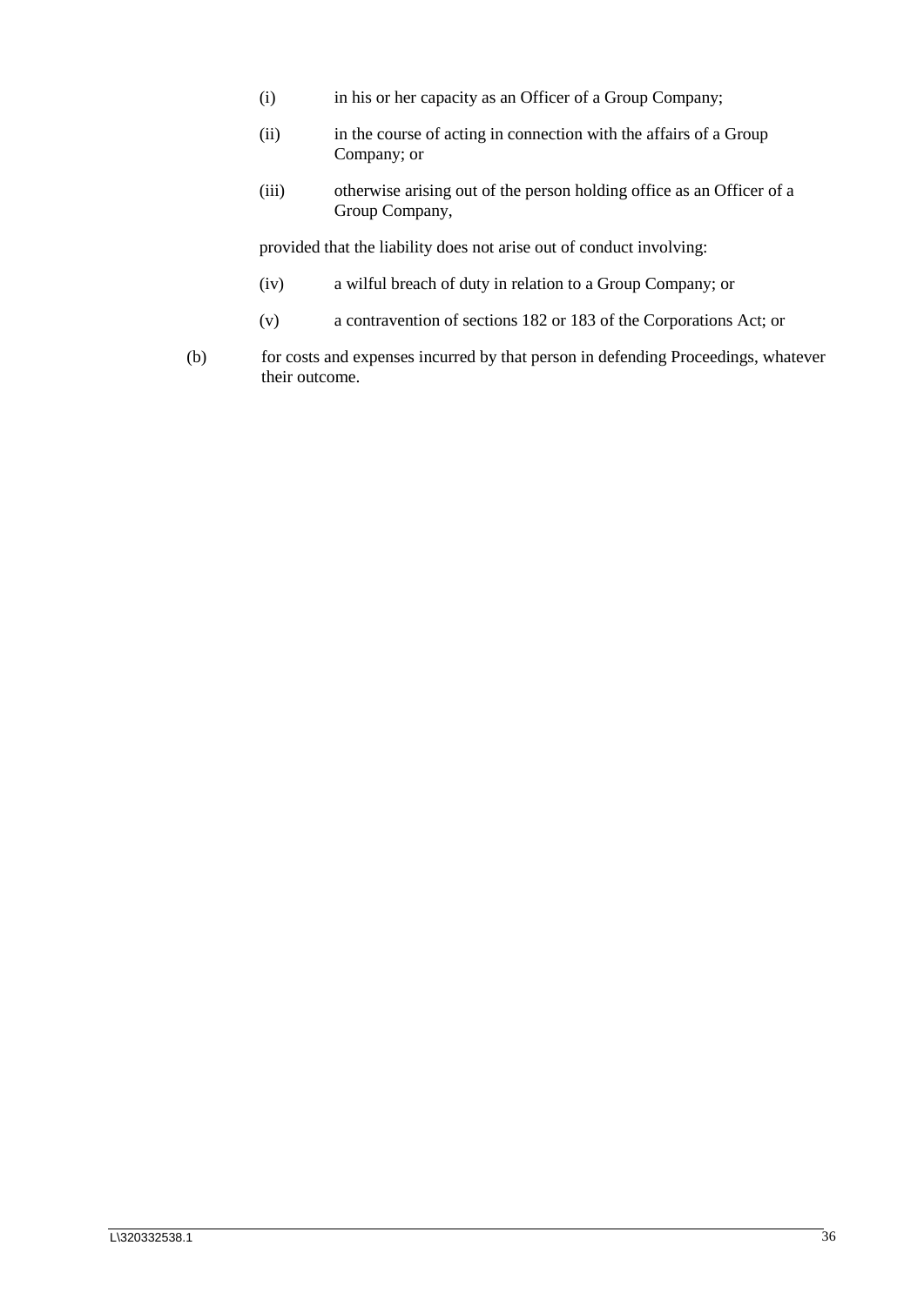(i) in his or her capacity as an Officer of a Group Company;

(ii) in the course of acting in connection with the affairs of a Group Company; or

(iii) otherwise arising out of the person holding office as an Officer of a Group Company,

provided that the liability does not arise out of conduct involving:

(iv) a wilful breach of duty in relation to a Group Company; or

(v) a contravention of sections 182 or 183 of the Corporations Act; or

(b) for costs and expenses incurred by that person in defending Proceedings, whatever their outcome.